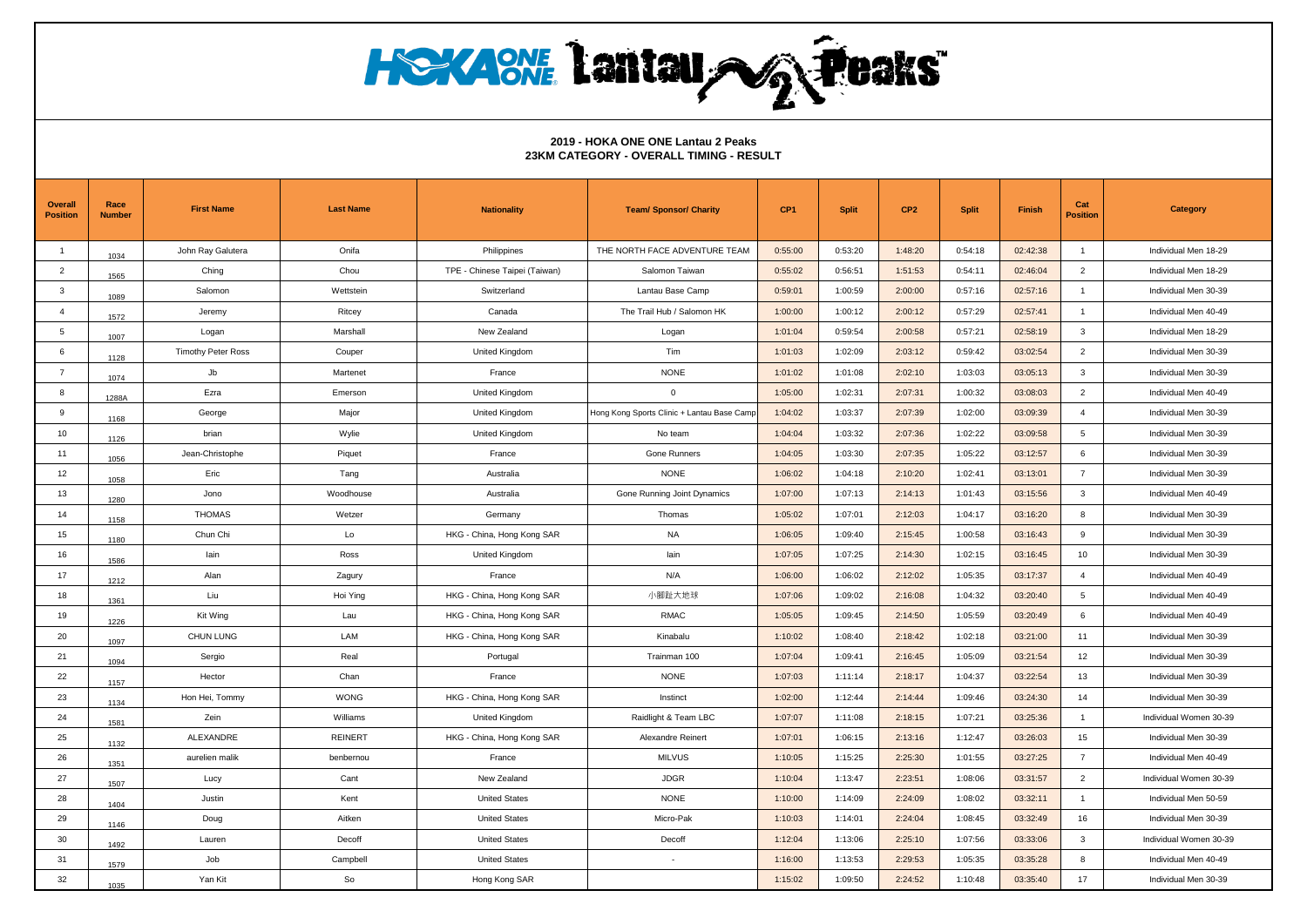# HOKA ONE ONE Lantau 2 Peaks

## 2019 - HOKA ONE ONE Lantau 2 Peaks
## 23KM CATEGORY - OVERALL TIMING - RESULT

| Overall Position | Race Number | First Name | Last Name | Nationality | Team/ Sponsor/ Charity | CP1 | Split | CP2 | Split | Finish | Cat Position | Category |
|---|---|---|---|---|---|---|---|---|---|---|---|---|
| 1 | 1034 | John Ray Galutera | Onifa | Philippines | THE NORTH FACE ADVENTURE TEAM | 0:55:00 | 0:53:20 | 1:48:20 | 0:54:18 | 02:42:38 | 1 | Individual Men 18-29 |
| 2 | 1565 | Ching | Chou | TPE - Chinese Taipei (Taiwan) | Salomon Taiwan | 0:55:02 | 0:56:51 | 1:51:53 | 0:54:11 | 02:46:04 | 2 | Individual Men 18-29 |
| 3 | 1089 | Salomon | Wettstein | Switzerland | Lantau Base Camp | 0:59:01 | 1:00:59 | 2:00:00 | 0:57:16 | 02:57:16 | 1 | Individual Men 30-39 |
| 4 | 1572 | Jeremy | Ritcey | Canada | The Trail Hub / Salomon HK | 1:00:00 | 1:00:12 | 2:00:12 | 0:57:29 | 02:57:41 | 1 | Individual Men 40-49 |
| 5 | 1007 | Logan | Marshall | New Zealand | Logan | 1:01:04 | 0:59:54 | 2:00:58 | 0:57:21 | 02:58:19 | 3 | Individual Men 18-29 |
| 6 | 1128 | Timothy Peter Ross | Couper | United Kingdom | Tim | 1:01:03 | 1:02:09 | 2:03:12 | 0:59:42 | 03:02:54 | 2 | Individual Men 30-39 |
| 7 | 1074 | Jb | Martenet | France | NONE | 1:01:02 | 1:01:08 | 2:02:10 | 1:03:03 | 03:05:13 | 3 | Individual Men 30-39 |
| 8 | 1288A | Ezra | Emerson | United Kingdom | 0 | 1:05:00 | 1:02:31 | 2:07:31 | 1:00:32 | 03:08:03 | 2 | Individual Men 40-49 |
| 9 | 1168 | George | Major | United Kingdom | Hong Kong Sports Clinic + Lantau Base Camp | 1:04:02 | 1:03:37 | 2:07:39 | 1:02:00 | 03:09:39 | 4 | Individual Men 30-39 |
| 10 | 1126 | brian | Wylie | United Kingdom | No team | 1:04:04 | 1:03:32 | 2:07:36 | 1:02:22 | 03:09:58 | 5 | Individual Men 30-39 |
| 11 | 1056 | Jean-Christophe | Piquet | France | Gone Runners | 1:04:05 | 1:03:30 | 2:07:35 | 1:05:22 | 03:12:57 | 6 | Individual Men 30-39 |
| 12 | 1058 | Eric | Tang | Australia | NONE | 1:06:02 | 1:04:18 | 2:10:20 | 1:02:41 | 03:13:01 | 7 | Individual Men 30-39 |
| 13 | 1280 | Jono | Woodhouse | Australia | Gone Running Joint Dynamics | 1:07:00 | 1:07:13 | 2:14:13 | 1:01:43 | 03:15:56 | 3 | Individual Men 40-49 |
| 14 | 1158 | THOMAS | Wetzer | Germany | Thomas | 1:05:02 | 1:07:01 | 2:12:03 | 1:04:17 | 03:16:20 | 8 | Individual Men 30-39 |
| 15 | 1180 | Chun Chi | Lo | HKG - China, Hong Kong SAR | NA | 1:06:05 | 1:09:40 | 2:15:45 | 1:00:58 | 03:16:43 | 9 | Individual Men 30-39 |
| 16 | 1586 | Iain | Ross | United Kingdom | Iain | 1:07:05 | 1:07:25 | 2:14:30 | 1:02:15 | 03:16:45 | 10 | Individual Men 30-39 |
| 17 | 1212 | Alan | Zagury | France | N/A | 1:06:00 | 1:06:02 | 2:12:02 | 1:05:35 | 03:17:37 | 4 | Individual Men 40-49 |
| 18 | 1361 | Liu | Hoi Ying | HKG - China, Hong Kong SAR | 小腳踭大地球 | 1:07:06 | 1:09:02 | 2:16:08 | 1:04:32 | 03:20:40 | 5 | Individual Men 40-49 |
| 19 | 1226 | Kit Wing | Lau | HKG - China, Hong Kong SAR | RMAC | 1:05:05 | 1:09:45 | 2:14:50 | 1:05:59 | 03:20:49 | 6 | Individual Men 40-49 |
| 20 | 1097 | CHUN LUNG | LAM | HKG - China, Hong Kong SAR | Kinabalu | 1:10:02 | 1:08:40 | 2:18:42 | 1:02:18 | 03:21:00 | 11 | Individual Men 30-39 |
| 21 | 1094 | Sergio | Real | Portugal | Trainman 100 | 1:07:04 | 1:09:41 | 2:16:45 | 1:05:09 | 03:21:54 | 12 | Individual Men 30-39 |
| 22 | 1157 | Hector | Chan | France | NONE | 1:07:03 | 1:11:14 | 2:18:17 | 1:04:37 | 03:22:54 | 13 | Individual Men 30-39 |
| 23 | 1134 | Hon Hei, Tommy | WONG | HKG - China, Hong Kong SAR | Instinct | 1:02:00 | 1:12:44 | 2:14:44 | 1:09:46 | 03:24:30 | 14 | Individual Men 30-39 |
| 24 | 1581 | Zein | Williams | United Kingdom | Raidlight & Team LBC | 1:07:07 | 1:11:08 | 2:18:15 | 1:07:21 | 03:25:36 | 1 | Individual Women 30-39 |
| 25 | 1132 | ALEXANDRE | REINERT | HKG - China, Hong Kong SAR | Alexandre Reinert | 1:07:01 | 1:06:15 | 2:13:16 | 1:12:47 | 03:26:03 | 15 | Individual Men 30-39 |
| 26 | 1351 | aurelien malik | benbernou | France | MILVUS | 1:10:05 | 1:15:25 | 2:25:30 | 1:01:55 | 03:27:25 | 7 | Individual Men 40-49 |
| 27 | 1507 | Lucy | Cant | New Zealand | JDGR | 1:10:04 | 1:13:47 | 2:23:51 | 1:08:06 | 03:31:57 | 2 | Individual Women 30-39 |
| 28 | 1404 | Justin | Kent | United States | NONE | 1:10:00 | 1:14:09 | 2:24:09 | 1:08:02 | 03:32:11 | 1 | Individual Men 50-59 |
| 29 | 1146 | Doug | Aitken | United States | Micro-Pak | 1:10:03 | 1:14:01 | 2:24:04 | 1:08:45 | 03:32:49 | 16 | Individual Men 30-39 |
| 30 | 1492 | Lauren | Decoff | United States | Decoff | 1:12:04 | 1:13:06 | 2:25:10 | 1:07:56 | 03:33:06 | 3 | Individual Women 30-39 |
| 31 | 1579 | Job | Campbell | United States | - | 1:16:00 | 1:13:53 | 2:29:53 | 1:05:35 | 03:35:28 | 8 | Individual Men 40-49 |
| 32 | 1035 | Yan Kit | So | Hong Kong SAR | | 1:15:02 | 1:09:50 | 2:24:52 | 1:10:48 | 03:35:40 | 17 | Individual Men 30-39 |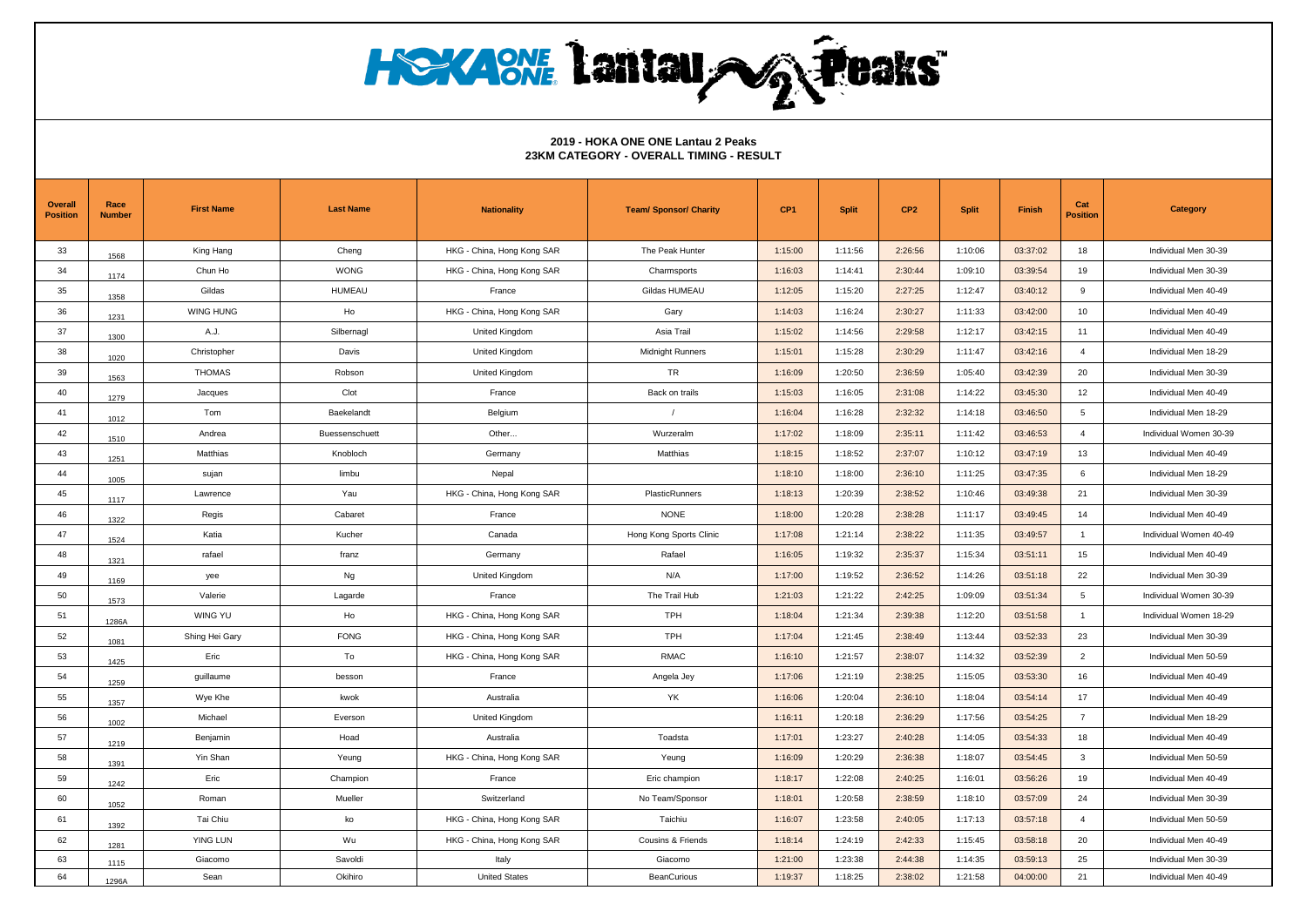**2019 - HOKA ONE ONE Lantau 2 Peaks**
**23KM CATEGORY - OVERALL TIMING - RESULT**

| Overall Position | Race Number | First Name | Last Name | Nationality | Team/ Sponsor/ Charity | CP1 | Split | CP2 | Split | Finish | Cat Position | Category |
|---|---|---|---|---|---|---|---|---|---|---|---|---|
| 33 | 1568 | King Hang | Cheng | HKG - China, Hong Kong SAR | The Peak Hunter | 1:15:00 | 1:11:56 | 2:26:56 | 1:10:06 | 03:37:02 | 18 | Individual Men 30-39 |
| 34 | 1174 | Chun Ho | WONG | HKG - China, Hong Kong SAR | Charmsports | 1:16:03 | 1:14:41 | 2:30:44 | 1:09:10 | 03:39:54 | 19 | Individual Men 30-39 |
| 35 | 1358 | Gildas | HUMEAU | France | Gildas HUMEAU | 1:12:05 | 1:15:20 | 2:27:25 | 1:12:47 | 03:40:12 | 9 | Individual Men 40-49 |
| 36 | 1231 | WING HUNG | Ho | HKG - China, Hong Kong SAR | Gary | 1:14:03 | 1:16:24 | 2:30:27 | 1:11:33 | 03:42:00 | 10 | Individual Men 40-49 |
| 37 | 1300 | A.J. | Silbernagl | United Kingdom | Asia Trail | 1:15:02 | 1:14:56 | 2:29:58 | 1:12:17 | 03:42:15 | 11 | Individual Men 40-49 |
| 38 | 1020 | Christopher | Davis | United Kingdom | Midnight Runners | 1:15:01 | 1:15:28 | 2:30:29 | 1:11:47 | 03:42:16 | 4 | Individual Men 18-29 |
| 39 | 1563 | THOMAS | Robson | United Kingdom | TR | 1:16:09 | 1:20:50 | 2:36:59 | 1:05:40 | 03:42:39 | 20 | Individual Men 30-39 |
| 40 | 1279 | Jacques | Clot | France | Back on trails | 1:15:03 | 1:16:05 | 2:31:08 | 1:14:22 | 03:45:30 | 12 | Individual Men 40-49 |
| 41 | 1012 | Tom | Baekelandt | Belgium | / | 1:16:04 | 1:16:28 | 2:32:32 | 1:14:18 | 03:46:50 | 5 | Individual Men 18-29 |
| 42 | 1510 | Andrea | Buessenschuett | Other... | Wurzeralm | 1:17:02 | 1:18:09 | 2:35:11 | 1:11:42 | 03:46:53 | 4 | Individual Women 30-39 |
| 43 | 1251 | Matthias | Knobloch | Germany | Matthias | 1:18:15 | 1:18:52 | 2:37:07 | 1:10:12 | 03:47:19 | 13 | Individual Men 40-49 |
| 44 | 1005 | sujan | limbu | Nepal | | 1:18:10 | 1:18:00 | 2:36:10 | 1:11:25 | 03:47:35 | 6 | Individual Men 18-29 |
| 45 | 1117 | Lawrence | Yau | HKG - China, Hong Kong SAR | PlasticRunners | 1:18:13 | 1:20:39 | 2:38:52 | 1:10:46 | 03:49:38 | 21 | Individual Men 30-39 |
| 46 | 1322 | Regis | Cabaret | France | NONE | 1:18:00 | 1:20:28 | 2:38:28 | 1:11:17 | 03:49:45 | 14 | Individual Men 40-49 |
| 47 | 1524 | Katia | Kucher | Canada | Hong Kong Sports Clinic | 1:17:08 | 1:21:14 | 2:38:22 | 1:11:35 | 03:49:57 | 1 | Individual Women 40-49 |
| 48 | 1321 | rafael | franz | Germany | Rafael | 1:16:05 | 1:19:32 | 2:35:37 | 1:15:34 | 03:51:11 | 15 | Individual Men 40-49 |
| 49 | 1169 | yee | Ng | United Kingdom | N/A | 1:17:00 | 1:19:52 | 2:36:52 | 1:14:26 | 03:51:18 | 22 | Individual Men 30-39 |
| 50 | 1573 | Valerie | Lagarde | France | The Trail Hub | 1:21:03 | 1:21:22 | 2:42:25 | 1:09:09 | 03:51:34 | 5 | Individual Women 30-39 |
| 51 | 1286A | WING YU | Ho | HKG - China, Hong Kong SAR | TPH | 1:18:04 | 1:21:34 | 2:39:38 | 1:12:20 | 03:51:58 | 1 | Individual Women 18-29 |
| 52 | 1081 | Shing Hei Gary | FONG | HKG - China, Hong Kong SAR | TPH | 1:17:04 | 1:21:45 | 2:38:49 | 1:13:44 | 03:52:33 | 23 | Individual Men 30-39 |
| 53 | 1425 | Eric | To | HKG - China, Hong Kong SAR | RMAC | 1:16:10 | 1:21:57 | 2:38:07 | 1:14:32 | 03:52:39 | 2 | Individual Men 50-59 |
| 54 | 1259 | guillaume | besson | France | Angela Jey | 1:17:06 | 1:21:19 | 2:38:25 | 1:15:05 | 03:53:30 | 16 | Individual Men 40-49 |
| 55 | 1357 | Wye Khe | kwok | Australia | YK | 1:16:06 | 1:20:04 | 2:36:10 | 1:18:04 | 03:54:14 | 17 | Individual Men 40-49 |
| 56 | 1002 | Michael | Everson | United Kingdom | | 1:16:11 | 1:20:18 | 2:36:29 | 1:17:56 | 03:54:25 | 7 | Individual Men 18-29 |
| 57 | 1219 | Benjamin | Hoad | Australia | Toadsta | 1:17:01 | 1:23:27 | 2:40:28 | 1:14:05 | 03:54:33 | 18 | Individual Men 40-49 |
| 58 | 1391 | Yin Shan | Yeung | HKG - China, Hong Kong SAR | Yeung | 1:16:09 | 1:20:29 | 2:36:38 | 1:18:07 | 03:54:45 | 3 | Individual Men 50-59 |
| 59 | 1242 | Eric | Champion | France | Eric champion | 1:18:17 | 1:22:08 | 2:40:25 | 1:16:01 | 03:56:26 | 19 | Individual Men 40-49 |
| 60 | 1052 | Roman | Mueller | Switzerland | No Team/Sponsor | 1:18:01 | 1:20:58 | 2:38:59 | 1:18:10 | 03:57:09 | 24 | Individual Men 30-39 |
| 61 | 1392 | Tai Chiu | ko | HKG - China, Hong Kong SAR | Taichiu | 1:16:07 | 1:23:58 | 2:40:05 | 1:17:13 | 03:57:18 | 4 | Individual Men 50-59 |
| 62 | 1281 | YING LUN | Wu | HKG - China, Hong Kong SAR | Cousins & Friends | 1:18:14 | 1:24:19 | 2:42:33 | 1:15:45 | 03:58:18 | 20 | Individual Men 40-49 |
| 63 | 1115 | Giacomo | Savoldi | Italy | Giacomo | 1:21:00 | 1:23:38 | 2:44:38 | 1:14:35 | 03:59:13 | 25 | Individual Men 30-39 |
| 64 | 1296A | Sean | Okihiro | United States | BeanCurious | 1:19:37 | 1:18:25 | 2:38:02 | 1:21:58 | 04:00:00 | 21 | Individual Men 40-49 |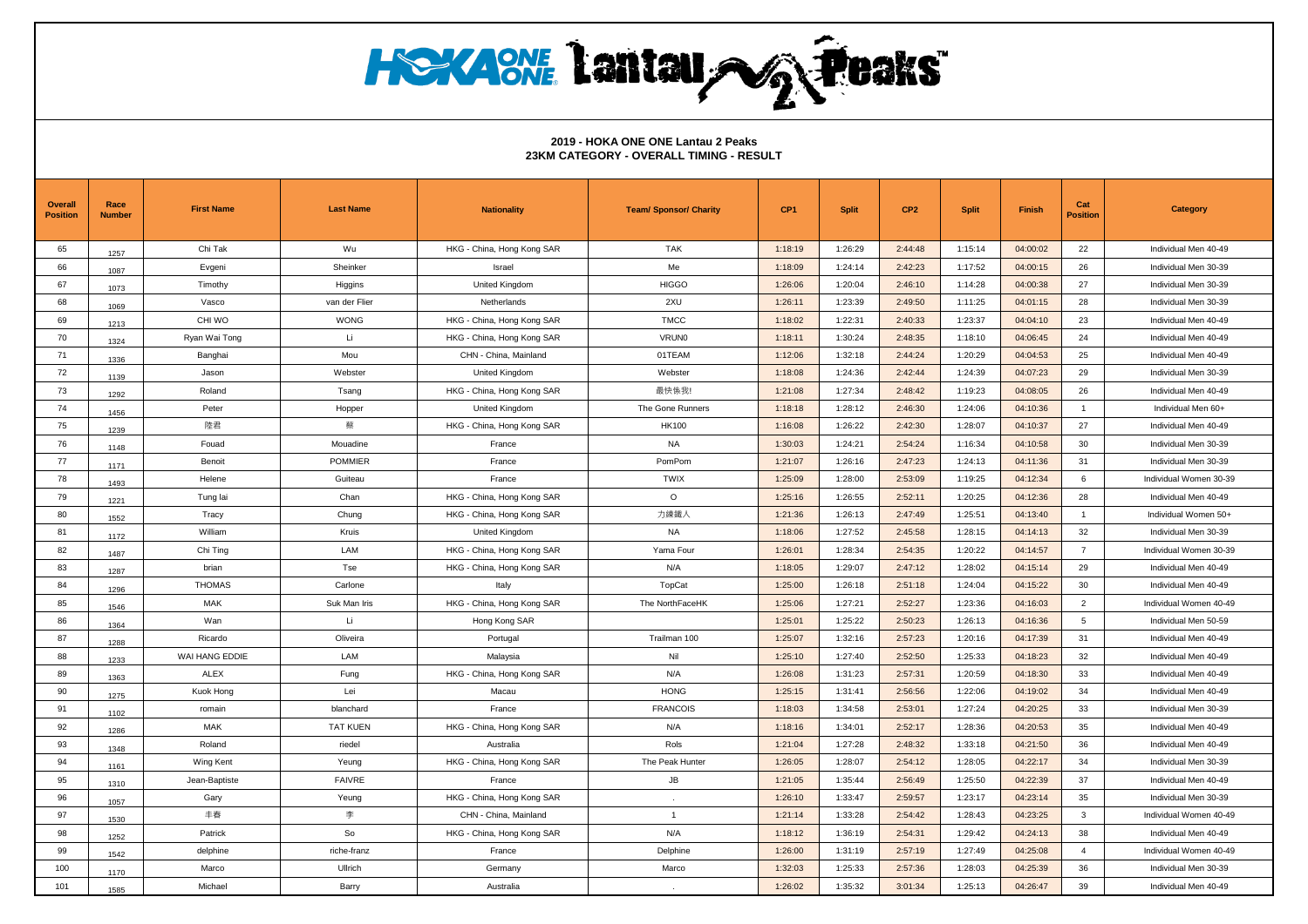# HOKA ONE ONE Lantau 2 Peaks

## 2019 - HOKA ONE ONE Lantau 2 Peaks
## 23KM CATEGORY - OVERALL TIMING - RESULT

| Overall Position | Race Number | First Name | Last Name | Nationality | Team/ Sponsor/ Charity | CP1 | Split | CP2 | Split | Finish | Cat Position | Category |
|---|---|---|---|---|---|---|---|---|---|---|---|---|
| 65 | 1257 | Chi Tak | Wu | HKG - China, Hong Kong SAR | TAK | 1:18:19 | 1:26:29 | 2:44:48 | 1:15:14 | 04:00:02 | 22 | Individual Men 40-49 |
| 66 | 1087 | Evgeni | Sheinker | Israel | Me | 1:18:09 | 1:24:14 | 2:42:23 | 1:17:52 | 04:00:15 | 26 | Individual Men 30-39 |
| 67 | 1073 | Timothy | Higgins | United Kingdom | HIGGO | 1:26:06 | 1:20:04 | 2:46:10 | 1:14:28 | 04:00:38 | 27 | Individual Men 30-39 |
| 68 | 1069 | Vasco | van der Flier | Netherlands | 2XU | 1:26:11 | 1:23:39 | 2:49:50 | 1:11:25 | 04:01:15 | 28 | Individual Men 30-39 |
| 69 | 1213 | CHI WO | WONG | HKG - China, Hong Kong SAR | TMCC | 1:18:02 | 1:22:31 | 2:40:33 | 1:23:37 | 04:04:10 | 23 | Individual Men 40-49 |
| 70 | 1324 | Ryan Wai Tong | Li | HKG - China, Hong Kong SAR | VRUN0 | 1:18:11 | 1:30:24 | 2:48:35 | 1:18:10 | 04:06:45 | 24 | Individual Men 40-49 |
| 71 | 1336 | Banghai | Mou | CHN - China, Mainland | 01TEAM | 1:12:06 | 1:32:18 | 2:44:24 | 1:20:29 | 04:04:53 | 25 | Individual Men 40-49 |
| 72 | 1139 | Jason | Webster | United Kingdom | Webster | 1:18:08 | 1:24:36 | 2:42:44 | 1:24:39 | 04:07:23 | 29 | Individual Men 30-39 |
| 73 | 1292 | Roland | Tsang | HKG - China, Hong Kong SAR | 最快係我! | 1:21:08 | 1:27:34 | 2:48:42 | 1:19:23 | 04:08:05 | 26 | Individual Men 40-49 |
| 74 | 1456 | Peter | Hopper | United Kingdom | The Gone Runners | 1:18:18 | 1:28:12 | 2:46:30 | 1:24:06 | 04:10:36 | 1 | Individual Men 60+ |
| 75 | 1239 | 陸君 | 蔡 | HKG - China, Hong Kong SAR | HK100 | 1:16:08 | 1:26:22 | 2:42:30 | 1:28:07 | 04:10:37 | 27 | Individual Men 40-49 |
| 76 | 1148 | Fouad | Mouadine | France | NA | 1:30:03 | 1:24:21 | 2:54:24 | 1:16:34 | 04:10:58 | 30 | Individual Men 30-39 |
| 77 | 1171 | Benoit | POMMIER | France | PomPom | 1:21:07 | 1:26:16 | 2:47:23 | 1:24:13 | 04:11:36 | 31 | Individual Men 30-39 |
| 78 | 1493 | Helene | Guiteau | France | TWIX | 1:25:09 | 1:28:00 | 2:53:09 | 1:19:25 | 04:12:34 | 6 | Individual Women 30-39 |
| 79 | 1221 | Tung lai | Chan | HKG - China, Hong Kong SAR | O | 1:25:16 | 1:26:55 | 2:52:11 | 1:20:25 | 04:12:36 | 28 | Individual Men 40-49 |
| 80 | 1552 | Tracy | Chung | HKG - China, Hong Kong SAR | 力練鐵人 | 1:21:36 | 1:26:13 | 2:47:49 | 1:25:51 | 04:13:40 | 1 | Individual Women 50+ |
| 81 | 1172 | William | Kruis | United Kingdom | NA | 1:18:06 | 1:27:52 | 2:45:58 | 1:28:15 | 04:14:13 | 32 | Individual Men 30-39 |
| 82 | 1487 | Chi Ting | LAM | HKG - China, Hong Kong SAR | Yama Four | 1:26:01 | 1:28:34 | 2:54:35 | 1:20:22 | 04:14:57 | 7 | Individual Women 30-39 |
| 83 | 1287 | brian | Tse | HKG - China, Hong Kong SAR | N/A | 1:18:05 | 1:29:07 | 2:47:12 | 1:28:02 | 04:15:14 | 29 | Individual Men 40-49 |
| 84 | 1296 | THOMAS | Carlone | Italy | TopCat | 1:25:00 | 1:26:18 | 2:51:18 | 1:24:04 | 04:15:22 | 30 | Individual Men 40-49 |
| 85 | 1546 | MAK | Suk Man Iris | HKG - China, Hong Kong SAR | The NorthFaceHK | 1:25:06 | 1:27:21 | 2:52:27 | 1:23:36 | 04:16:03 | 2 | Individual Women 40-49 |
| 86 | 1364 | Wan | Li | Hong Kong SAR | | 1:25:01 | 1:25:22 | 2:50:23 | 1:26:13 | 04:16:36 | 5 | Individual Men 50-59 |
| 87 | 1288 | Ricardo | Oliveira | Portugal | Trailman 100 | 1:25:07 | 1:32:16 | 2:57:23 | 1:20:16 | 04:17:39 | 31 | Individual Men 40-49 |
| 88 | 1233 | WAI HANG EDDIE | LAM | Malaysia | Nil | 1:25:10 | 1:27:40 | 2:52:50 | 1:25:33 | 04:18:23 | 32 | Individual Men 40-49 |
| 89 | 1363 | ALEX | Fung | HKG - China, Hong Kong SAR | N/A | 1:26:08 | 1:31:23 | 2:57:31 | 1:20:59 | 04:18:30 | 33 | Individual Men 40-49 |
| 90 | 1275 | Kuok Hong | Lei | Macau | HONG | 1:25:15 | 1:31:41 | 2:56:56 | 1:22:06 | 04:19:02 | 34 | Individual Men 40-49 |
| 91 | 1102 | romain | blanchard | France | FRANCOIS | 1:18:03 | 1:34:58 | 2:53:01 | 1:27:24 | 04:20:25 | 33 | Individual Men 30-39 |
| 92 | 1286 | MAK | TAT KUEN | HKG - China, Hong Kong SAR | N/A | 1:18:16 | 1:34:01 | 2:52:17 | 1:28:36 | 04:20:53 | 35 | Individual Men 40-49 |
| 93 | 1348 | Roland | riedel | Australia | Rols | 1:21:04 | 1:27:28 | 2:48:32 | 1:33:18 | 04:21:50 | 36 | Individual Men 40-49 |
| 94 | 1161 | Wing Kent | Yeung | HKG - China, Hong Kong SAR | The Peak Hunter | 1:26:05 | 1:28:07 | 2:54:12 | 1:28:05 | 04:22:17 | 34 | Individual Men 30-39 |
| 95 | 1310 | Jean-Baptiste | FAIVRE | France | JB | 1:21:05 | 1:35:44 | 2:56:49 | 1:25:50 | 04:22:39 | 37 | Individual Men 40-49 |
| 96 | 1057 | Gary | Yeung | HKG - China, Hong Kong SAR | . | 1:26:10 | 1:33:47 | 2:59:57 | 1:23:17 | 04:23:14 | 35 | Individual Men 30-39 |
| 97 | 1530 | 丰春 | 李 | CHN - China, Mainland | 1 | 1:21:14 | 1:33:28 | 2:54:42 | 1:28:43 | 04:23:25 | 3 | Individual Women 40-49 |
| 98 | 1252 | Patrick | So | HKG - China, Hong Kong SAR | N/A | 1:18:12 | 1:36:19 | 2:54:31 | 1:29:42 | 04:24:13 | 38 | Individual Men 40-49 |
| 99 | 1542 | delphine | riche-franz | France | Delphine | 1:26:00 | 1:31:19 | 2:57:19 | 1:27:49 | 04:25:08 | 4 | Individual Women 40-49 |
| 100 | 1170 | Marco | Ullrich | Germany | Marco | 1:32:03 | 1:25:33 | 2:57:36 | 1:28:03 | 04:25:39 | 36 | Individual Men 30-39 |
| 101 | 1585 | Michael | Barry | Australia | . | 1:26:02 | 1:35:32 | 3:01:34 | 1:25:13 | 04:26:47 | 39 | Individual Men 40-49 |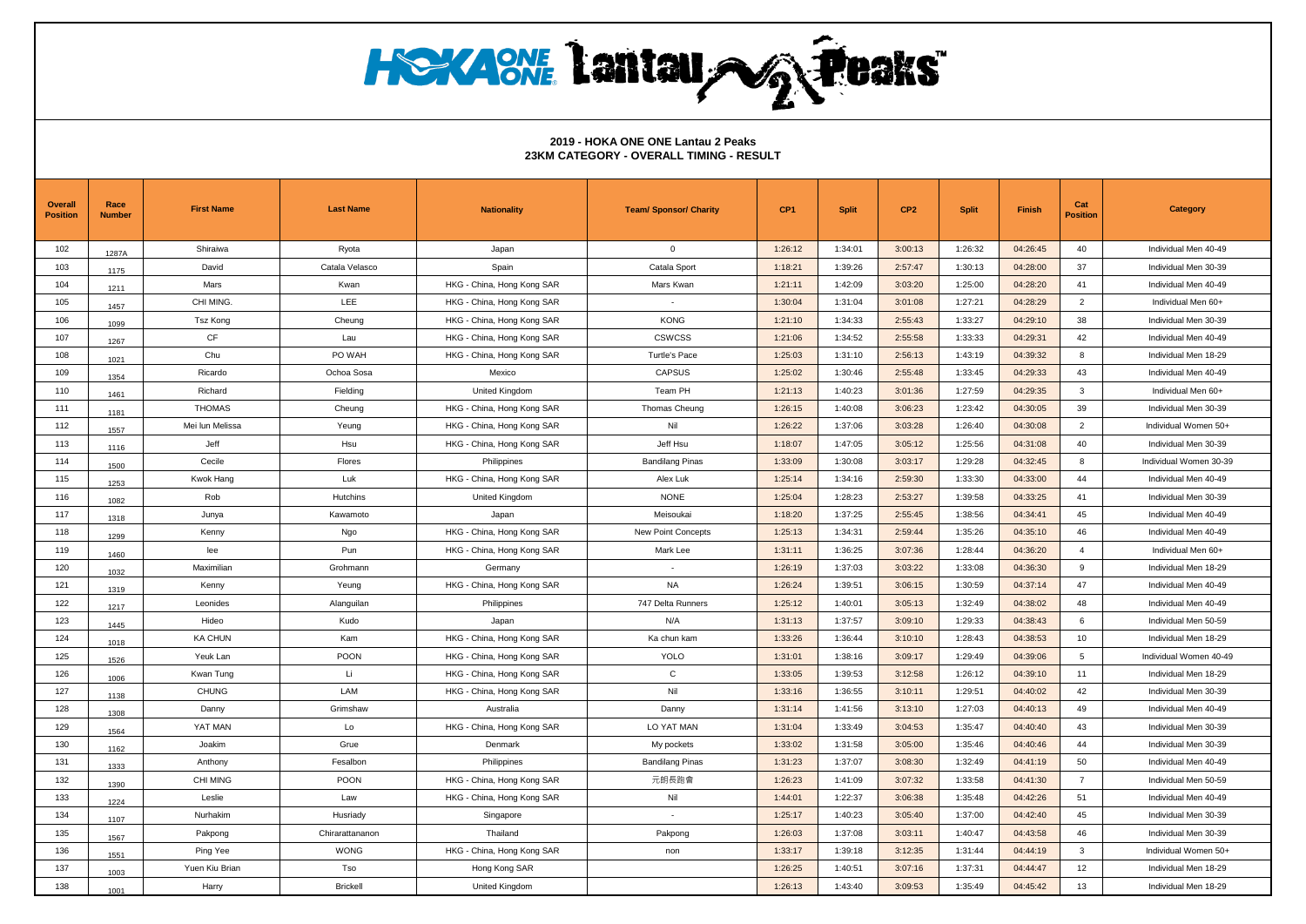## 2019 - HOKA ONE ONE Lantau 2 Peaks
## 23KM CATEGORY - OVERALL TIMING - RESULT

| Overall Position | Race Number | First Name | Last Name | Nationality | Team/ Sponsor/ Charity | CP1 | Split | CP2 | Split | Finish | Cat Position | Category |
|---|---|---|---|---|---|---|---|---|---|---|---|---|
| 102 | 1287A | Shiraiwa | Ryota | Japan | 0 | 1:26:12 | 1:34:01 | 3:00:13 | 1:26:32 | 04:26:45 | 40 | Individual Men 40-49 |
| 103 | 1175 | David | Catala Velasco | Spain | Catala Sport | 1:18:21 | 1:39:26 | 2:57:47 | 1:30:13 | 04:28:00 | 37 | Individual Men 30-39 |
| 104 | 1211 | Mars | Kwan | HKG - China, Hong Kong SAR | Mars Kwan | 1:21:11 | 1:42:09 | 3:03:20 | 1:25:00 | 04:28:20 | 41 | Individual Men 40-49 |
| 105 | 1457 | CHI MING. | LEE | HKG - China, Hong Kong SAR | - | 1:30:04 | 1:31:04 | 3:01:08 | 1:27:21 | 04:28:29 | 2 | Individual Men 60+ |
| 106 | 1099 | Tsz Kong | Cheung | HKG - China, Hong Kong SAR | KONG | 1:21:10 | 1:34:33 | 2:55:43 | 1:33:27 | 04:29:10 | 38 | Individual Men 30-39 |
| 107 | 1267 | CF | Lau | HKG - China, Hong Kong SAR | CSWCSS | 1:21:06 | 1:34:52 | 2:55:58 | 1:33:33 | 04:29:31 | 42 | Individual Men 40-49 |
| 108 | 1021 | Chu | PO WAH | HKG - China, Hong Kong SAR | Turtle's Pace | 1:25:03 | 1:31:10 | 2:56:13 | 1:43:19 | 04:39:32 | 8 | Individual Men 18-29 |
| 109 | 1354 | Ricardo | Ochoa Sosa | Mexico | CAPSUS | 1:25:02 | 1:30:46 | 2:55:48 | 1:33:45 | 04:29:33 | 43 | Individual Men 40-49 |
| 110 | 1461 | Richard | Fielding | United Kingdom | Team PH | 1:21:13 | 1:40:23 | 3:01:36 | 1:27:59 | 04:29:35 | 3 | Individual Men 60+ |
| 111 | 1181 | THOMAS | Cheung | HKG - China, Hong Kong SAR | Thomas Cheung | 1:26:15 | 1:40:08 | 3:06:23 | 1:23:42 | 04:30:05 | 39 | Individual Men 30-39 |
| 112 | 1557 | Mei lun Melissa | Yeung | HKG - China, Hong Kong SAR | Nil | 1:26:22 | 1:37:06 | 3:03:28 | 1:26:40 | 04:30:08 | 2 | Individual Women 50+ |
| 113 | 1116 | Jeff | Hsu | HKG - China, Hong Kong SAR | Jeff Hsu | 1:18:07 | 1:47:05 | 3:05:12 | 1:25:56 | 04:31:08 | 40 | Individual Men 30-39 |
| 114 | 1500 | Cecile | Flores | Philippines | Bandilang Pinas | 1:33:09 | 1:30:08 | 3:03:17 | 1:29:28 | 04:32:45 | 8 | Individual Women 30-39 |
| 115 | 1253 | Kwok Hang | Luk | HKG - China, Hong Kong SAR | Alex Luk | 1:25:14 | 1:34:16 | 2:59:30 | 1:33:30 | 04:33:00 | 44 | Individual Men 40-49 |
| 116 | 1082 | Rob | Hutchins | United Kingdom | NONE | 1:25:04 | 1:28:23 | 2:53:27 | 1:39:58 | 04:33:25 | 41 | Individual Men 30-39 |
| 117 | 1318 | Junya | Kawamoto | Japan | Meisoukai | 1:18:20 | 1:37:25 | 2:55:45 | 1:38:56 | 04:34:41 | 45 | Individual Men 40-49 |
| 118 | 1299 | Kenny | Ngo | HKG - China, Hong Kong SAR | New Point Concepts | 1:25:13 | 1:34:31 | 2:59:44 | 1:35:26 | 04:35:10 | 46 | Individual Men 40-49 |
| 119 | 1460 | lee | Pun | HKG - China, Hong Kong SAR | Mark Lee | 1:31:11 | 1:36:25 | 3:07:36 | 1:28:44 | 04:36:20 | 4 | Individual Men 60+ |
| 120 | 1032 | Maximilian | Grohmann | Germany | - | 1:26:19 | 1:37:03 | 3:03:22 | 1:33:08 | 04:36:30 | 9 | Individual Men 18-29 |
| 121 | 1319 | Kenny | Yeung | HKG - China, Hong Kong SAR | NA | 1:26:24 | 1:39:51 | 3:06:15 | 1:30:59 | 04:37:14 | 47 | Individual Men 40-49 |
| 122 | 1217 | Leonides | Alanguilan | Philippines | 747 Delta Runners | 1:25:12 | 1:40:01 | 3:05:13 | 1:32:49 | 04:38:02 | 48 | Individual Men 40-49 |
| 123 | 1445 | Hideo | Kudo | Japan | N/A | 1:31:13 | 1:37:57 | 3:09:10 | 1:29:33 | 04:38:43 | 6 | Individual Men 50-59 |
| 124 | 1018 | KA CHUN | Kam | HKG - China, Hong Kong SAR | Ka chun kam | 1:33:26 | 1:36:44 | 3:10:10 | 1:28:43 | 04:38:53 | 10 | Individual Men 18-29 |
| 125 | 1526 | Yeuk Lan | POON | HKG - China, Hong Kong SAR | YOLO | 1:31:01 | 1:38:16 | 3:09:17 | 1:29:49 | 04:39:06 | 5 | Individual Women 40-49 |
| 126 | 1006 | Kwan Tung | Li | HKG - China, Hong Kong SAR | C | 1:33:05 | 1:39:53 | 3:12:58 | 1:26:12 | 04:39:10 | 11 | Individual Men 18-29 |
| 127 | 1138 | CHUNG | LAM | HKG - China, Hong Kong SAR | Nil | 1:33:16 | 1:36:55 | 3:10:11 | 1:29:51 | 04:40:02 | 42 | Individual Men 30-39 |
| 128 | 1308 | Danny | Grimshaw | Australia | Danny | 1:31:14 | 1:41:56 | 3:13:10 | 1:27:03 | 04:40:13 | 49 | Individual Men 40-49 |
| 129 | 1564 | YAT MAN | Lo | HKG - China, Hong Kong SAR | LO YAT MAN | 1:31:04 | 1:33:49 | 3:04:53 | 1:35:47 | 04:40:40 | 43 | Individual Men 30-39 |
| 130 | 1162 | Joakim | Grue | Denmark | My pockets | 1:33:02 | 1:31:58 | 3:05:00 | 1:35:46 | 04:40:46 | 44 | Individual Men 30-39 |
| 131 | 1333 | Anthony | Fesalbon | Philippines | Bandilang Pinas | 1:31:23 | 1:37:07 | 3:08:30 | 1:32:49 | 04:41:19 | 50 | Individual Men 40-49 |
| 132 | 1390 | CHI MING | POON | HKG - China, Hong Kong SAR | 元朗長跑會 | 1:26:23 | 1:41:09 | 3:07:32 | 1:33:58 | 04:41:30 | 7 | Individual Men 50-59 |
| 133 | 1224 | Leslie | Law | HKG - China, Hong Kong SAR | Nil | 1:44:01 | 1:22:37 | 3:06:38 | 1:35:48 | 04:42:26 | 51 | Individual Men 40-49 |
| 134 | 1107 | Nurhakim | Husriady | Singapore | - | 1:25:17 | 1:40:23 | 3:05:40 | 1:37:00 | 04:42:40 | 45 | Individual Men 30-39 |
| 135 | 1567 | Pakpong | Chirarattananon | Thailand | Pakpong | 1:26:03 | 1:37:08 | 3:03:11 | 1:40:47 | 04:43:58 | 46 | Individual Men 30-39 |
| 136 | 1551 | Ping Yee | WONG | HKG - China, Hong Kong SAR | non | 1:33:17 | 1:39:18 | 3:12:35 | 1:31:44 | 04:44:19 | 3 | Individual Women 50+ |
| 137 | 1003 | Yuen Kiu Brian | Tso | Hong Kong SAR | | 1:26:25 | 1:40:51 | 3:07:16 | 1:37:31 | 04:44:47 | 12 | Individual Men 18-29 |
| 138 | 1001 | Harry | Brickell | United Kingdom | | 1:26:13 | 1:43:40 | 3:09:53 | 1:35:49 | 04:45:42 | 13 | Individual Men 18-29 |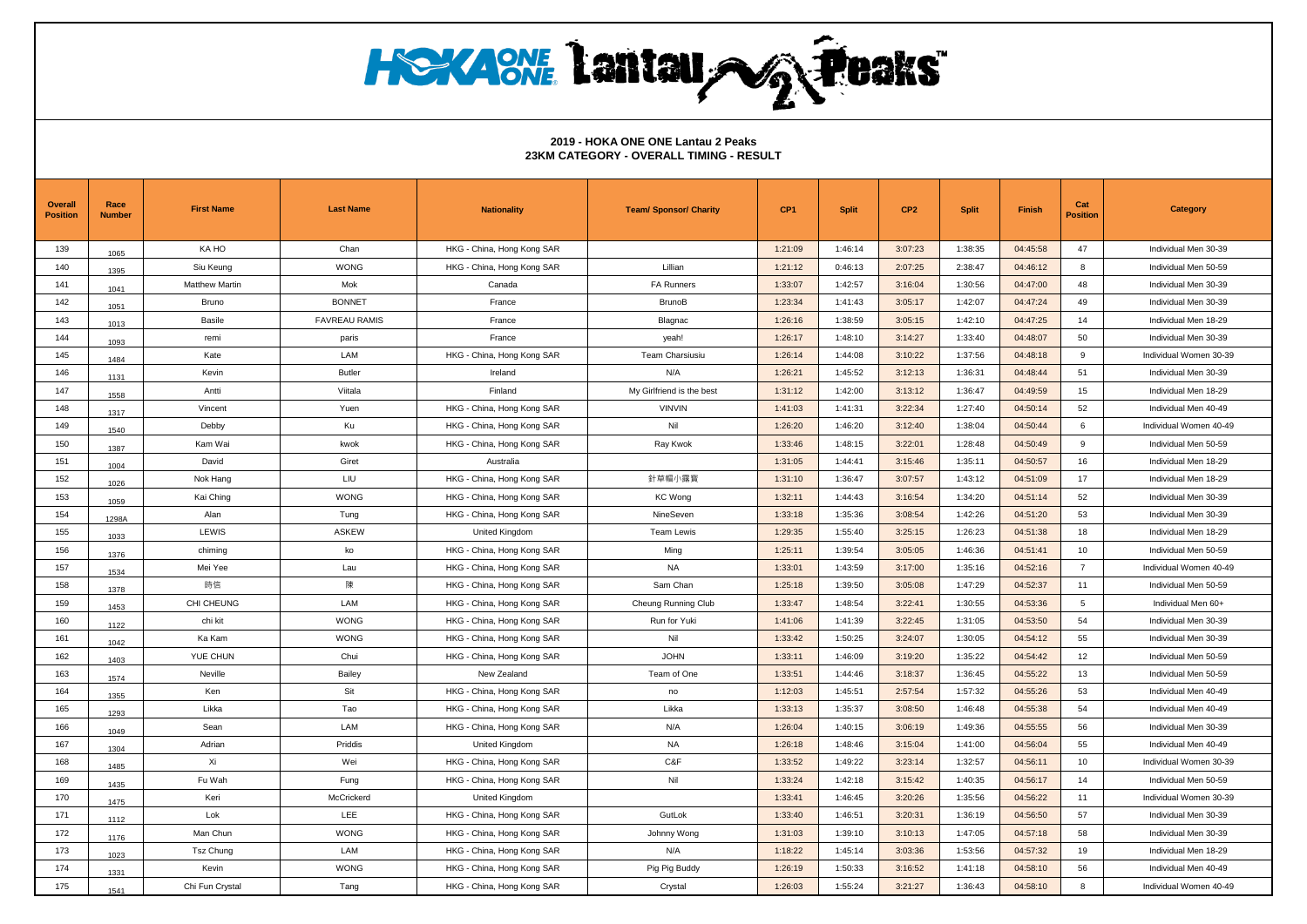# HOKA ONE ONE Lantau 2 Peaks

## 2019 - HOKA ONE ONE Lantau 2 Peaks
## 23KM CATEGORY - OVERALL TIMING - RESULT

| Overall Position | Race Number | First Name | Last Name | Nationality | Team/ Sponsor/ Charity | CP1 | Split | CP2 | Split | Finish | Cat Position | Category |
|---|---|---|---|---|---|---|---|---|---|---|---|---|
| 139 | 1065 | KA HO | Chan | HKG - China, Hong Kong SAR | | 1:21:09 | 1:46:14 | 3:07:23 | 1:38:35 | 04:45:58 | 47 | Individual Men 30-39 |
| 140 | 1395 | Siu Keung | WONG | HKG - China, Hong Kong SAR | Lillian | 1:21:12 | 0:46:13 | 2:07:25 | 2:38:47 | 04:46:12 | 8 | Individual Men 50-59 |
| 141 | 1041 | Matthew Martin | Mok | Canada | FA Runners | 1:33:07 | 1:42:57 | 3:16:04 | 1:30:56 | 04:47:00 | 48 | Individual Men 30-39 |
| 142 | 1051 | Bruno | BONNET | France | BrunoB | 1:23:34 | 1:41:43 | 3:05:17 | 1:42:07 | 04:47:24 | 49 | Individual Men 30-39 |
| 143 | 1013 | Basile | FAVREAU RAMIS | France | Blagnac | 1:26:16 | 1:38:59 | 3:05:15 | 1:42:10 | 04:47:25 | 14 | Individual Men 18-29 |
| 144 | 1093 | remi | paris | France | yeah! | 1:26:17 | 1:48:10 | 3:14:27 | 1:33:40 | 04:48:07 | 50 | Individual Men 30-39 |
| 145 | 1484 | Kate | LAM | HKG - China, Hong Kong SAR | Team Charsiusiu | 1:26:14 | 1:44:08 | 3:10:22 | 1:37:56 | 04:48:18 | 9 | Individual Women 30-39 |
| 146 | 1131 | Kevin | Butler | Ireland | N/A | 1:26:21 | 1:45:52 | 3:12:13 | 1:36:31 | 04:48:44 | 51 | Individual Men 30-39 |
| 147 | 1558 | Antti | Viitala | Finland | My Girlfriend is the best | 1:31:12 | 1:42:00 | 3:13:12 | 1:36:47 | 04:49:59 | 15 | Individual Men 18-29 |
| 148 | 1317 | Vincent | Yuen | HKG - China, Hong Kong SAR | VINVIN | 1:41:03 | 1:41:31 | 3:22:34 | 1:27:40 | 04:50:14 | 52 | Individual Men 40-49 |
| 149 | 1540 | Debby | Ku | HKG - China, Hong Kong SAR | Nil | 1:26:20 | 1:46:20 | 3:12:40 | 1:38:04 | 04:50:44 | 6 | Individual Women 40-49 |
| 150 | 1387 | Kam Wai | kwok | HKG - China, Hong Kong SAR | Ray Kwok | 1:33:46 | 1:48:15 | 3:22:01 | 1:28:48 | 04:50:49 | 9 | Individual Men 50-59 |
| 151 | 1004 | David | Giret | Australia | | 1:31:05 | 1:44:41 | 3:15:46 | 1:35:11 | 04:50:57 | 16 | Individual Men 18-29 |
| 152 | 1026 | Nok Hang | LIU | HKG - China, Hong Kong SAR | 針草帽小霧寶 | 1:31:10 | 1:36:47 | 3:07:57 | 1:43:12 | 04:51:09 | 17 | Individual Men 18-29 |
| 153 | 1059 | Kai Ching | WONG | HKG - China, Hong Kong SAR | KC Wong | 1:32:11 | 1:44:43 | 3:16:54 | 1:34:20 | 04:51:14 | 52 | Individual Men 30-39 |
| 154 | 1298A | Alan | Tung | HKG - China, Hong Kong SAR | NineSeven | 1:33:18 | 1:35:36 | 3:08:54 | 1:42:26 | 04:51:20 | 53 | Individual Men 30-39 |
| 155 | 1033 | LEWIS | ASKEW | United Kingdom | Team Lewis | 1:29:35 | 1:55:40 | 3:25:15 | 1:26:23 | 04:51:38 | 18 | Individual Men 18-29 |
| 156 | 1376 | chiming | ko | HKG - China, Hong Kong SAR | Ming | 1:25:11 | 1:39:54 | 3:05:05 | 1:46:36 | 04:51:41 | 10 | Individual Men 50-59 |
| 157 | 1534 | Mei Yee | Lau | HKG - China, Hong Kong SAR | NA | 1:33:01 | 1:43:59 | 3:17:00 | 1:35:16 | 04:52:16 | 7 | Individual Women 40-49 |
| 158 | 1378 | 時信 | 陳 | HKG - China, Hong Kong SAR | Sam Chan | 1:25:18 | 1:39:50 | 3:05:08 | 1:47:29 | 04:52:37 | 11 | Individual Men 50-59 |
| 159 | 1453 | CHI CHEUNG | LAM | HKG - China, Hong Kong SAR | Cheung Running Club | 1:33:47 | 1:48:54 | 3:22:41 | 1:30:55 | 04:53:36 | 5 | Individual Men 60+ |
| 160 | 1122 | chi kit | WONG | HKG - China, Hong Kong SAR | Run for Yuki | 1:41:06 | 1:41:39 | 3:22:45 | 1:31:05 | 04:53:50 | 54 | Individual Men 30-39 |
| 161 | 1042 | Ka Kam | WONG | HKG - China, Hong Kong SAR | Nil | 1:33:42 | 1:50:25 | 3:24:07 | 1:30:05 | 04:54:12 | 55 | Individual Men 30-39 |
| 162 | 1403 | YUE CHUN | Chui | HKG - China, Hong Kong SAR | JOHN | 1:33:11 | 1:46:09 | 3:19:20 | 1:35:22 | 04:54:42 | 12 | Individual Men 50-59 |
| 163 | 1574 | Neville | Bailey | New Zealand | Team of One | 1:33:51 | 1:44:46 | 3:18:37 | 1:36:45 | 04:55:22 | 13 | Individual Men 50-59 |
| 164 | 1355 | Ken | Sit | HKG - China, Hong Kong SAR | no | 1:12:03 | 1:45:51 | 2:57:54 | 1:57:32 | 04:55:26 | 53 | Individual Men 40-49 |
| 165 | 1293 | Likka | Tao | HKG - China, Hong Kong SAR | Likka | 1:33:13 | 1:35:37 | 3:08:50 | 1:46:48 | 04:55:38 | 54 | Individual Men 40-49 |
| 166 | 1049 | Sean | LAM | HKG - China, Hong Kong SAR | N/A | 1:26:04 | 1:40:15 | 3:06:19 | 1:49:36 | 04:55:55 | 56 | Individual Men 30-39 |
| 167 | 1304 | Adrian | Priddis | United Kingdom | NA | 1:26:18 | 1:48:46 | 3:15:04 | 1:41:00 | 04:56:04 | 55 | Individual Men 40-49 |
| 168 | 1485 | Xi | Wei | HKG - China, Hong Kong SAR | C&F | 1:33:52 | 1:49:22 | 3:23:14 | 1:32:57 | 04:56:11 | 10 | Individual Women 30-39 |
| 169 | 1435 | Fu Wah | Fung | HKG - China, Hong Kong SAR | Nil | 1:33:24 | 1:42:18 | 3:15:42 | 1:40:35 | 04:56:17 | 14 | Individual Men 50-59 |
| 170 | 1475 | Keri | McCrickerd | United Kingdom | | 1:33:41 | 1:46:45 | 3:20:26 | 1:35:56 | 04:56:22 | 11 | Individual Women 30-39 |
| 171 | 1112 | Lok | LEE | HKG - China, Hong Kong SAR | GutLok | 1:33:40 | 1:46:51 | 3:20:31 | 1:36:19 | 04:56:50 | 57 | Individual Men 30-39 |
| 172 | 1176 | Man Chun | WONG | HKG - China, Hong Kong SAR | Johnny Wong | 1:31:03 | 1:39:10 | 3:10:13 | 1:47:05 | 04:57:18 | 58 | Individual Men 30-39 |
| 173 | 1023 | Tsz Chung | LAM | HKG - China, Hong Kong SAR | N/A | 1:18:22 | 1:45:14 | 3:03:36 | 1:53:56 | 04:57:32 | 19 | Individual Men 18-29 |
| 174 | 1331 | Kevin | WONG | HKG - China, Hong Kong SAR | Pig Pig Buddy | 1:26:19 | 1:50:33 | 3:16:52 | 1:41:18 | 04:58:10 | 56 | Individual Men 40-49 |
| 175 | 1541 | Chi Fun Crystal | Tang | HKG - China, Hong Kong SAR | Crystal | 1:26:03 | 1:55:24 | 3:21:27 | 1:36:43 | 04:58:10 | 8 | Individual Women 40-49 |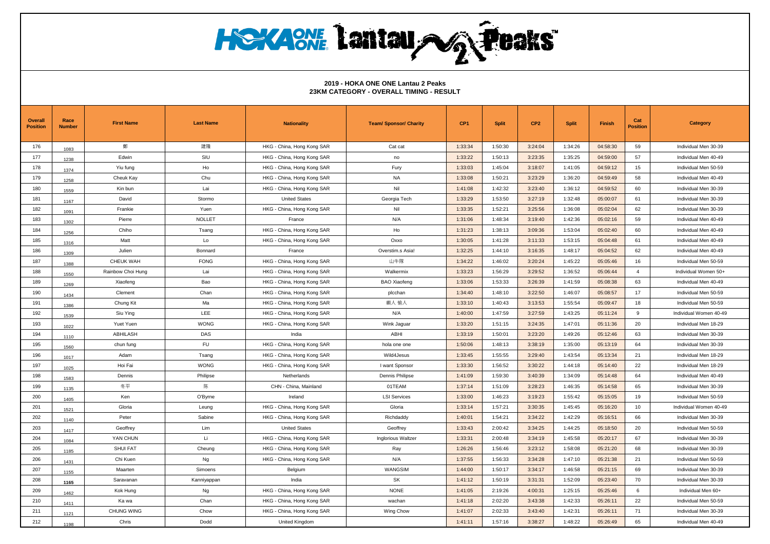## 2019 - HOKA ONE ONE Lantau 2 Peaks
## 23KM CATEGORY - OVERALL TIMING - RESULT

| Overall Position | Race Number | First Name | Last Name | Nationality | Team/ Sponsor/ Charity | CP1 | Split | CP2 | Split | Finish | Cat Position | Category |
|---|---|---|---|---|---|---|---|---|---|---|---|---|
| 176 | 1083 | 鄭 | 建隆 | HKG - China, Hong Kong SAR | Cat cat | 1:33:34 | 1:50:30 | 3:24:04 | 1:34:26 | 04:58:30 | 59 | Individual Men 30-39 |
| 177 | 1238 | Edwin | SIU | HKG - China, Hong Kong SAR | no | 1:33:22 | 1:50:13 | 3:23:35 | 1:35:25 | 04:59:00 | 57 | Individual Men 40-49 |
| 178 | 1374 | Yiu fung | Ho | HKG - China, Hong Kong SAR | Fury | 1:33:03 | 1:45:04 | 3:18:07 | 1:41:05 | 04:59:12 | 15 | Individual Men 50-59 |
| 179 | 1258 | Cheuk Kay | Chu | HKG - China, Hong Kong SAR | NA | 1:33:08 | 1:50:21 | 3:23:29 | 1:36:20 | 04:59:49 | 58 | Individual Men 40-49 |
| 180 | 1559 | Kin bun | Lai | HKG - China, Hong Kong SAR | Nil | 1:41:08 | 1:42:32 | 3:23:40 | 1:36:12 | 04:59:52 | 60 | Individual Men 30-39 |
| 181 | 1167 | David | Stormo | United States | Georgia Tech | 1:33:29 | 1:53:50 | 3:27:19 | 1:32:48 | 05:00:07 | 61 | Individual Men 30-39 |
| 182 | 1091 | Frankie | Yuen | HKG - China, Hong Kong SAR | Nil | 1:33:35 | 1:52:21 | 3:25:56 | 1:36:08 | 05:02:04 | 62 | Individual Men 30-39 |
| 183 | 1302 | Pierre | NOLLET | France | N/A | 1:31:06 | 1:48:34 | 3:19:40 | 1:42:36 | 05:02:16 | 59 | Individual Men 40-49 |
| 184 | 1256 | Chiho | Tsang | HKG - China, Hong Kong SAR | Ho | 1:31:23 | 1:38:13 | 3:09:36 | 1:53:04 | 05:02:40 | 60 | Individual Men 40-49 |
| 185 | 1316 | Matt | Lo | HKG - China, Hong Kong SAR | Oxxo | 1:30:05 | 1:41:28 | 3:11:33 | 1:53:15 | 05:04:48 | 61 | Individual Men 40-49 |
| 186 | 1309 | Julien | Bonnard | France | Overstim.s Asia! | 1:32:25 | 1:44:10 | 3:16:35 | 1:48:17 | 05:04:52 | 62 | Individual Men 40-49 |
| 187 | 1388 | CHEUK WAH | FONG | HKG - China, Hong Kong SAR | 山牛隊 | 1:34:22 | 1:46:02 | 3:20:24 | 1:45:22 | 05:05:46 | 16 | Individual Men 50-59 |
| 188 | 1550 | Rainbow Choi Hung | Lai | HKG - China, Hong Kong SAR | Walkermix | 1:33:23 | 1:56:29 | 3:29:52 | 1:36:52 | 05:06:44 | 4 | Individual Women 50+ |
| 189 | 1269 | Xiaofeng | Bao | HKG - China, Hong Kong SAR | BAO Xiaofeng | 1:33:06 | 1:53:33 | 3:26:39 | 1:41:59 | 05:08:38 | 63 | Individual Men 40-49 |
| 190 | 1434 | Clement | Chan | HKG - China, Hong Kong SAR | plcchan | 1:34:40 | 1:48:10 | 3:22:50 | 1:46:07 | 05:08:57 | 17 | Individual Men 50-59 |
| 191 | 1386 | Chung Kit | Ma | HKG - China, Hong Kong SAR | 鵬人 輸人 | 1:33:10 | 1:40:43 | 3:13:53 | 1:55:54 | 05:09:47 | 18 | Individual Men 50-59 |
| 192 | 1539 | Siu Ying | LEE | HKG - China, Hong Kong SAR | N/A | 1:40:00 | 1:47:59 | 3:27:59 | 1:43:25 | 05:11:24 | 9 | Individual Women 40-49 |
| 193 | 1022 | Yuet Yuen | WONG | HKG - China, Hong Kong SAR | Wink Jaguar | 1:33:20 | 1:51:15 | 3:24:35 | 1:47:01 | 05:11:36 | 20 | Individual Men 18-29 |
| 194 | 1110 | ABHILASH | DAS | India | ABHI | 1:33:19 | 1:50:01 | 3:23:20 | 1:49:26 | 05:12:46 | 63 | Individual Men 30-39 |
| 195 | 1560 | chun fung | FU | HKG - China, Hong Kong SAR | hola one one | 1:50:06 | 1:48:13 | 3:38:19 | 1:35:00 | 05:13:19 | 64 | Individual Men 30-39 |
| 196 | 1017 | Adam | Tsang | HKG - China, Hong Kong SAR | Wild4Jesus | 1:33:45 | 1:55:55 | 3:29:40 | 1:43:54 | 05:13:34 | 21 | Individual Men 18-29 |
| 197 | 1025 | Hoi Fai | WONG | HKG - China, Hong Kong SAR | I want Sponsor | 1:33:30 | 1:56:52 | 3:30:22 | 1:44:18 | 05:14:40 | 22 | Individual Men 18-29 |
| 198 | 1583 | Dennis | Philipse | Netherlands | Dennis Philipse | 1:41:09 | 1:59:30 | 3:40:39 | 1:34:09 | 05:14:48 | 64 | Individual Men 40-49 |
| 199 | 1135 | 冬平 | 陈 | CHN - China, Mainland | 01TEAM | 1:37:14 | 1:51:09 | 3:28:23 | 1:46:35 | 05:14:58 | 65 | Individual Men 30-39 |
| 200 | 1405 | Ken | O'Byrne | Ireland | LSI Services | 1:33:00 | 1:46:23 | 3:19:23 | 1:55:42 | 05:15:05 | 19 | Individual Men 50-59 |
| 201 | 1521 | Gloria | Leung | HKG - China, Hong Kong SAR | Gloria | 1:33:14 | 1:57:21 | 3:30:35 | 1:45:45 | 05:16:20 | 10 | Individual Women 40-49 |
| 202 | 1140 | Peter | Sabine | HKG - China, Hong Kong SAR | Richdaddy | 1:40:01 | 1:54:21 | 3:34:22 | 1:42:29 | 05:16:51 | 66 | Individual Men 30-39 |
| 203 | 1417 | Geoffrey | Lim | United States | Geoffrey | 1:33:43 | 2:00:42 | 3:34:25 | 1:44:25 | 05:18:50 | 20 | Individual Men 50-59 |
| 204 | 1084 | YAN CHUN | Li | HKG - China, Hong Kong SAR | Inglorious Waltzer | 1:33:31 | 2:00:48 | 3:34:19 | 1:45:58 | 05:20:17 | 67 | Individual Men 30-39 |
| 205 | 1185 | SHUI FAT | Cheung | HKG - China, Hong Kong SAR | Ray | 1:26:26 | 1:56:46 | 3:23:12 | 1:58:08 | 05:21:20 | 68 | Individual Men 30-39 |
| 206 | 1431 | Chi Kuen | Ng | HKG - China, Hong Kong SAR | N/A | 1:37:55 | 1:56:33 | 3:34:28 | 1:47:10 | 05:21:38 | 21 | Individual Men 50-59 |
| 207 | 1155 | Maarten | Simoens | Belgium | WANGSIM | 1:44:00 | 1:50:17 | 3:34:17 | 1:46:58 | 05:21:15 | 69 | Individual Men 30-39 |
| 208 | 1165 | Saravanan | Kanniyappan | India | SK | 1:41:12 | 1:50:19 | 3:31:31 | 1:52:09 | 05:23:40 | 70 | Individual Men 30-39 |
| 209 | 1462 | Kok Hung | Ng | HKG - China, Hong Kong SAR | NONE | 1:41:05 | 2:19:26 | 4:00:31 | 1:25:15 | 05:25:46 | 6 | Individual Men 60+ |
| 210 | 1411 | Ka wa | Chan | HKG - China, Hong Kong SAR | wachan | 1:41:18 | 2:02:20 | 3:43:38 | 1:42:33 | 05:26:11 | 22 | Individual Men 50-59 |
| 211 | 1121 | CHUNG WING | Chow | HKG - China, Hong Kong SAR | Wing Chow | 1:41:07 | 2:02:33 | 3:43:40 | 1:42:31 | 05:26:11 | 71 | Individual Men 30-39 |
| 212 | 1198 | Chris | Dodd | United Kingdom | | 1:41:11 | 1:57:16 | 3:38:27 | 1:48:22 | 05:26:49 | 65 | Individual Men 40-49 |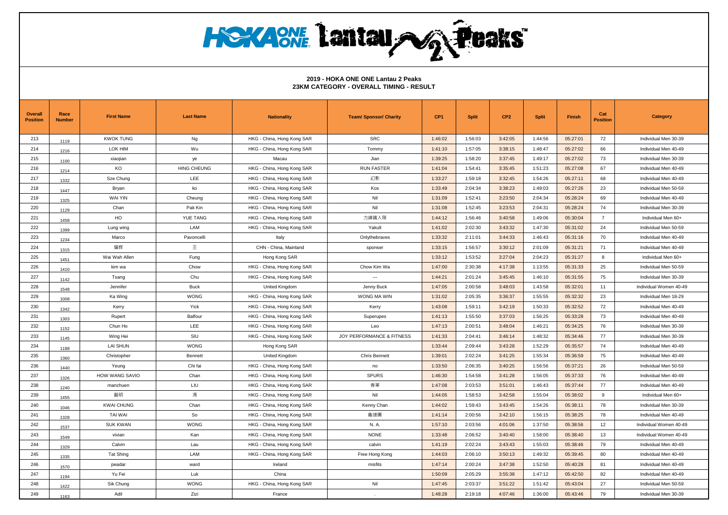# HOKA ONE ONE Lantau 2 Peaks

**2019 - HOKA ONE ONE Lantau 2 Peaks**
**23KM CATEGORY - OVERALL TIMING - RESULT**

| Overall Position | Race Number | First Name | Last Name | Nationality | Team/ Sponsor/ Charity | CP1 | Split | CP2 | Split | Finish | Cat Position | Category |
|---|---|---|---|---|---|---|---|---|---|---|---|---|
| 213 | 1119 | KWOK TUNG | Ng | HKG - China, Hong Kong SAR | SRC | 1:46:02 | 1:56:03 | 3:42:05 | 1:44:56 | 05:27:01 | 72 | Individual Men 30-39 |
| 214 | 1216 | LOK HIM | Wu | HKG - China, Hong Kong SAR | Tommy | 1:41:10 | 1:57:05 | 3:38:15 | 1:48:47 | 05:27:02 | 66 | Individual Men 40-49 |
| 215 | 1100 | xiaojian | ye | Macau | Jian | 1:39:25 | 1:58:20 | 3:37:45 | 1:49:17 | 05:27:02 | 73 | Individual Men 30-39 |
| 216 | 1214 | KO | HING CHEUNG | HKG - China, Hong Kong SAR | RUN FASTER | 1:41:04 | 1:54:41 | 3:35:45 | 1:51:23 | 05:27:08 | 67 | Individual Men 40-49 |
| 217 | 1332 | Sze Chung | LEE | HKG - China, Hong Kong SAR | 幻影 | 1:33:27 | 1:59:18 | 3:32:45 | 1:54:26 | 05:27:11 | 68 | Individual Men 40-49 |
| 218 | 1447 | Bryan | ko | HKG - China, Hong Kong SAR | Kos | 1:33:49 | 2:04:34 | 3:38:23 | 1:49:03 | 05:27:26 | 23 | Individual Men 50-59 |
| 219 | 1325 | WAI YIN | Cheung | HKG - China, Hong Kong SAR | Nil | 1:31:09 | 1:52:41 | 3:23:50 | 2:04:34 | 05:28:24 | 69 | Individual Men 40-49 |
| 220 | 1129 | Chan | Pak Kin | HKG - China, Hong Kong SAR | Nil | 1:31:08 | 1:52:45 | 3:23:53 | 2:04:31 | 05:28:24 | 74 | Individual Men 30-39 |
| 221 | 1458 | HO | YUE TANG | HKG - China, Hong Kong SAR | 力煉鐵人隊 | 1:44:12 | 1:56:46 | 3:40:58 | 1:49:06 | 05:30:04 | 7 | Individual Men 60+ |
| 222 | 1399 | Lung wing | LAM | HKG - China, Hong Kong SAR | Yakult | 1:41:02 | 2:02:30 | 3:43:32 | 1:47:30 | 05:31:02 | 24 | Individual Men 50-59 |
| 223 | 1234 | Marco | Pavoncelli | Italy | Onlythebraves | 1:33:32 | 2:11:01 | 3:44:33 | 1:46:43 | 05:31:16 | 70 | Individual Men 40-49 |
| 224 | 1315 | 耀辉 | 王 | CHN - China, Mainland | sponser | 1:33:15 | 1:56:57 | 3:30:12 | 2:01:09 | 05:31:21 | 71 | Individual Men 40-49 |
| 225 | 1451 | Wai Wah Allen | Fung | Hong Kong SAR | | 1:33:12 | 1:53:52 | 3:27:04 | 2:04:23 | 05:31:27 | 8 | Individual Men 60+ |
| 226 | 1410 | kim wa | Chow | HKG - China, Hong Kong SAR | Chow Kim Wa | 1:47:00 | 2:30:38 | 4:17:38 | 1:13:55 | 05:31:33 | 25 | Individual Men 50-59 |
| 227 | 1142 | Tsang | Chu | HKG - China, Hong Kong SAR | --- | 1:44:21 | 2:01:24 | 3:45:45 | 1:46:10 | 05:31:55 | 75 | Individual Men 30-39 |
| 228 | 1548 | Jennifer | Buck | United Kingdom | Jenny Buck | 1:47:05 | 2:00:58 | 3:48:03 | 1:43:58 | 05:32:01 | 11 | Individual Women 40-49 |
| 229 | 1008 | Ka Wing | WONG | HKG - China, Hong Kong SAR | WONG MA WIN | 1:31:02 | 2:05:35 | 3:36:37 | 1:55:55 | 05:32:32 | 23 | Individual Men 18-29 |
| 230 | 1342 | Kerry | Yick | HKG - China, Hong Kong SAR | Kerry | 1:43:08 | 1:59:11 | 3:42:19 | 1:50:33 | 05:32:52 | 72 | Individual Men 40-49 |
| 231 | 1303 | Rupert | Balfour | HKG - China, Hong Kong SAR | Superupes | 1:41:13 | 1:55:50 | 3:37:03 | 1:56:25 | 05:33:28 | 73 | Individual Men 40-49 |
| 232 | 1152 | Chun Ho | LEE | HKG - China, Hong Kong SAR | Leo | 1:47:13 | 2:00:51 | 3:48:04 | 1:46:21 | 05:34:25 | 76 | Individual Men 30-39 |
| 233 | 1145 | Wing Hei | SIU | HKG - China, Hong Kong SAR | JOY PERFORMANCE & FITNESS | 1:41:33 | 2:04:41 | 3:46:14 | 1:48:32 | 05:34:46 | 77 | Individual Men 30-39 |
| 234 | 1188 | LAI SHUN | WONG | Hong Kong SAR | | 1:33:44 | 2:09:44 | 3:43:28 | 1:52:29 | 05:35:57 | 74 | Individual Men 40-49 |
| 235 | 1360 | Christopher | Bennett | United Kingdom | Chris Bennett | 1:39:01 | 2:02:24 | 3:41:25 | 1:55:34 | 05:36:59 | 75 | Individual Men 40-49 |
| 236 | 1440 | Yeung | Chi fai | HKG - China, Hong Kong SAR | no | 1:33:50 | 2:06:35 | 3:40:25 | 1:56:56 | 05:37:21 | 26 | Individual Men 50-59 |
| 237 | 1326 | HOW WANG SAVIO | Chan | HKG - China, Hong Kong SAR | SPURS | 1:46:30 | 1:54:58 | 3:41:28 | 1:56:05 | 05:37:33 | 76 | Individual Men 40-49 |
| 238 | 1240 | manchuen | LIU | HKG - China, Hong Kong SAR | 青軍 | 1:47:08 | 2:03:53 | 3:51:01 | 1:46:43 | 05:37:44 | 77 | Individual Men 40-49 |
| 239 | 1455 | 藝明 | 馮 | HKG - China, Hong Kong SAR | Nil | 1:44:05 | 1:58:53 | 3:42:58 | 1:55:04 | 05:38:02 | 9 | Individual Men 60+ |
| 240 | 1046 | KWAI CHUNG | Chan | HKG - China, Hong Kong SAR | Kenny Chan | 1:44:02 | 1:59:43 | 3:43:45 | 1:54:26 | 05:38:11 | 78 | Individual Men 30-39 |
| 241 | 1328 | TAI WAI | So | HKG - China, Hong Kong SAR | 龜速團 | 1:41:14 | 2:00:56 | 3:42:10 | 1:56:15 | 05:38:25 | 78 | Individual Men 40-49 |
| 242 | 1537 | SUK KWAN | WONG | HKG - China, Hong Kong SAR | N. A. | 1:57:10 | 2:03:56 | 4:01:06 | 1:37:50 | 05:38:56 | 12 | Individual Women 40-49 |
| 243 | 1549 | vivian | Kan | HKG - China, Hong Kong SAR | NONE | 1:33:48 | 2:06:52 | 3:40:40 | 1:58:00 | 05:38:40 | 13 | Individual Women 40-49 |
| 244 | 1329 | Calvin | Lau | HKG - China, Hong Kong SAR | calvin | 1:41:19 | 2:02:24 | 3:43:43 | 1:55:03 | 05:38:46 | 79 | Individual Men 40-49 |
| 245 | 1335 | Tat Shing | LAM | HKG - China, Hong Kong SAR | Free Hong Kong | 1:44:03 | 2:06:10 | 3:50:13 | 1:49:32 | 05:39:45 | 80 | Individual Men 40-49 |
| 246 | 1570 | peadar | ward | Ireland | misfits | 1:47:14 | 2:00:24 | 3:47:38 | 1:52:50 | 05:40:28 | 81 | Individual Men 40-49 |
| 247 | 1194 | Yu Fei | Luk | China | | 1:50:09 | 2:05:29 | 3:55:38 | 1:47:12 | 05:42:50 | 82 | Individual Men 40-49 |
| 248 | 1422 | Sik Chung | WONG | HKG - China, Hong Kong SAR | Nil | 1:47:45 | 2:03:37 | 3:51:22 | 1:51:42 | 05:43:04 | 27 | Individual Men 50-59 |
| 249 | 1163 | Adil | Zizi | France | . | 1:48:28 | 2:19:18 | 4:07:46 | 1:36:00 | 05:43:46 | 79 | Individual Men 30-39 |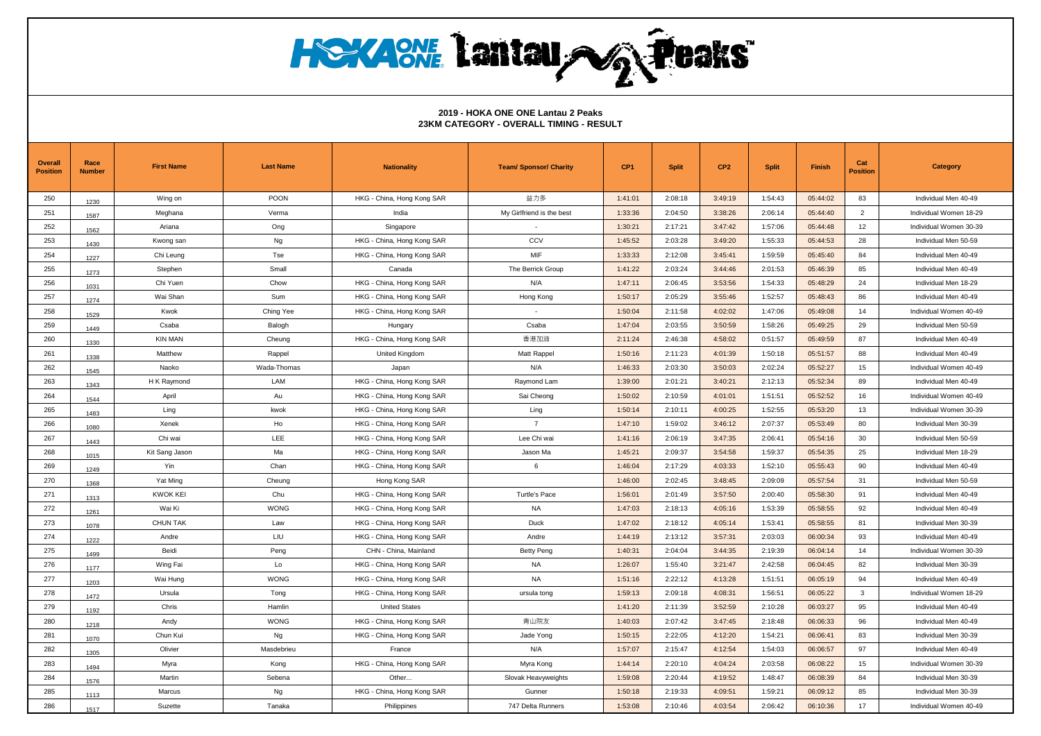## 2019 - HOKA ONE ONE Lantau 2 Peaks
## 23KM CATEGORY - OVERALL TIMING - RESULT

| Overall Position | Race Number | First Name | Last Name | Nationality | Team/ Sponsor/ Charity | CP1 | Split | CP2 | Split | Finish | Cat Position | Category |
|---|---|---|---|---|---|---|---|---|---|---|---|---|
| 250 | 1230 | Wing on | POON | HKG - China, Hong Kong SAR | 益力多 | 1:41:01 | 2:08:18 | 3:49:19 | 1:54:43 | 05:44:02 | 83 | Individual Men 40-49 |
| 251 | 1587 | Meghana | Verma | India | My Girlfriend is the best | 1:33:36 | 2:04:50 | 3:38:26 | 2:06:14 | 05:44:40 | 2 | Individual Women 18-29 |
| 252 | 1562 | Ariana | Ong | Singapore | - | 1:30:21 | 2:17:21 | 3:47:42 | 1:57:06 | 05:44:48 | 12 | Individual Women 30-39 |
| 253 | 1430 | Kwong san | Ng | HKG - China, Hong Kong SAR | CCV | 1:45:52 | 2:03:28 | 3:49:20 | 1:55:33 | 05:44:53 | 28 | Individual Men 50-59 |
| 254 | 1227 | Chi Leung | Tse | HKG - China, Hong Kong SAR | MIF | 1:33:33 | 2:12:08 | 3:45:41 | 1:59:59 | 05:45:40 | 84 | Individual Men 40-49 |
| 255 | 1273 | Stephen | Small | Canada | The Berrick Group | 1:41:22 | 2:03:24 | 3:44:46 | 2:01:53 | 05:46:39 | 85 | Individual Men 40-49 |
| 256 | 1031 | Chi Yuen | Chow | HKG - China, Hong Kong SAR | N/A | 1:47:11 | 2:06:45 | 3:53:56 | 1:54:33 | 05:48:29 | 24 | Individual Men 18-29 |
| 257 | 1274 | Wai Shan | Sum | HKG - China, Hong Kong SAR | Hong Kong | 1:50:17 | 2:05:29 | 3:55:46 | 1:52:57 | 05:48:43 | 86 | Individual Men 40-49 |
| 258 | 1529 | Kwok | Ching Yee | HKG - China, Hong Kong SAR | - | 1:50:04 | 2:11:58 | 4:02:02 | 1:47:06 | 05:49:08 | 14 | Individual Women 40-49 |
| 259 | 1449 | Csaba | Balogh | Hungary | Csaba | 1:47:04 | 2:03:55 | 3:50:59 | 1:58:26 | 05:49:25 | 29 | Individual Men 50-59 |
| 260 | 1330 | KIN MAN | Cheung | HKG - China, Hong Kong SAR | 香港加油 | 2:11:24 | 2:46:38 | 4:58:02 | 0:51:57 | 05:49:59 | 87 | Individual Men 40-49 |
| 261 | 1338 | Matthew | Rappel | United Kingdom | Matt Rappel | 1:50:16 | 2:11:23 | 4:01:39 | 1:50:18 | 05:51:57 | 88 | Individual Men 40-49 |
| 262 | 1545 | Naoko | Wada-Thomas | Japan | N/A | 1:46:33 | 2:03:30 | 3:50:03 | 2:02:24 | 05:52:27 | 15 | Individual Women 40-49 |
| 263 | 1343 | H K Raymond | LAM | HKG - China, Hong Kong SAR | Raymond Lam | 1:39:00 | 2:01:21 | 3:40:21 | 2:12:13 | 05:52:34 | 89 | Individual Men 40-49 |
| 264 | 1544 | April | Au | HKG - China, Hong Kong SAR | Sai Cheong | 1:50:02 | 2:10:59 | 4:01:01 | 1:51:51 | 05:52:52 | 16 | Individual Women 40-49 |
| 265 | 1483 | Ling | kwok | HKG - China, Hong Kong SAR | Ling | 1:50:14 | 2:10:11 | 4:00:25 | 1:52:55 | 05:53:20 | 13 | Individual Women 30-39 |
| 266 | 1080 | Xenek | Ho | HKG - China, Hong Kong SAR | 7 | 1:47:10 | 1:59:02 | 3:46:12 | 2:07:37 | 05:53:49 | 80 | Individual Men 30-39 |
| 267 | 1443 | Chi wai | LEE | HKG - China, Hong Kong SAR | Lee Chi wai | 1:41:16 | 2:06:19 | 3:47:35 | 2:06:41 | 05:54:16 | 30 | Individual Men 50-59 |
| 268 | 1015 | Kit Sang Jason | Ma | HKG - China, Hong Kong SAR | Jason Ma | 1:45:21 | 2:09:37 | 3:54:58 | 1:59:37 | 05:54:35 | 25 | Individual Men 18-29 |
| 269 | 1249 | Yin | Chan | HKG - China, Hong Kong SAR | 6 | 1:46:04 | 2:17:29 | 4:03:33 | 1:52:10 | 05:55:43 | 90 | Individual Men 40-49 |
| 270 | 1368 | Yat Ming | Cheung | Hong Kong SAR | | 1:46:00 | 2:02:45 | 3:48:45 | 2:09:09 | 05:57:54 | 31 | Individual Men 50-59 |
| 271 | 1313 | KWOK KEI | Chu | HKG - China, Hong Kong SAR | Turtle's Pace | 1:56:01 | 2:01:49 | 3:57:50 | 2:00:40 | 05:58:30 | 91 | Individual Men 40-49 |
| 272 | 1261 | Wai Ki | WONG | HKG - China, Hong Kong SAR | NA | 1:47:03 | 2:18:13 | 4:05:16 | 1:53:39 | 05:58:55 | 92 | Individual Men 40-49 |
| 273 | 1078 | CHUN TAK | Law | HKG - China, Hong Kong SAR | Duck | 1:47:02 | 2:18:12 | 4:05:14 | 1:53:41 | 05:58:55 | 81 | Individual Men 30-39 |
| 274 | 1222 | Andre | LIU | HKG - China, Hong Kong SAR | Andre | 1:44:19 | 2:13:12 | 3:57:31 | 2:03:03 | 06:00:34 | 93 | Individual Men 40-49 |
| 275 | 1499 | Beidi | Peng | CHN - China, Mainland | Betty Peng | 1:40:31 | 2:04:04 | 3:44:35 | 2:19:39 | 06:04:14 | 14 | Individual Women 30-39 |
| 276 | 1177 | Wing Fai | Lo | HKG - China, Hong Kong SAR | NA | 1:26:07 | 1:55:40 | 3:21:47 | 2:42:58 | 06:04:45 | 82 | Individual Men 30-39 |
| 277 | 1203 | Wai Hung | WONG | HKG - China, Hong Kong SAR | NA | 1:51:16 | 2:22:12 | 4:13:28 | 1:51:51 | 06:05:19 | 94 | Individual Men 40-49 |
| 278 | 1472 | Ursula | Tong | HKG - China, Hong Kong SAR | ursula tong | 1:59:13 | 2:09:18 | 4:08:31 | 1:56:51 | 06:05:22 | 3 | Individual Women 18-29 |
| 279 | 1192 | Chris | Hamlin | United States | | 1:41:20 | 2:11:39 | 3:52:59 | 2:10:28 | 06:03:27 | 95 | Individual Men 40-49 |
| 280 | 1218 | Andy | WONG | HKG - China, Hong Kong SAR | 青山院友 | 1:40:03 | 2:07:42 | 3:47:45 | 2:18:48 | 06:06:33 | 96 | Individual Men 40-49 |
| 281 | 1070 | Chun Kui | Ng | HKG - China, Hong Kong SAR | Jade Yong | 1:50:15 | 2:22:05 | 4:12:20 | 1:54:21 | 06:06:41 | 83 | Individual Men 30-39 |
| 282 | 1305 | Olivier | Masdebrieu | France | N/A | 1:57:07 | 2:15:47 | 4:12:54 | 1:54:03 | 06:06:57 | 97 | Individual Men 40-49 |
| 283 | 1494 | Myra | Kong | HKG - China, Hong Kong SAR | Myra Kong | 1:44:14 | 2:20:10 | 4:04:24 | 2:03:58 | 06:08:22 | 15 | Individual Women 30-39 |
| 284 | 1576 | Martin | Sebena | Other... | Slovak Heavyweights | 1:59:08 | 2:20:44 | 4:19:52 | 1:48:47 | 06:08:39 | 84 | Individual Men 30-39 |
| 285 | 1113 | Marcus | Ng | HKG - China, Hong Kong SAR | Gunner | 1:50:18 | 2:19:33 | 4:09:51 | 1:59:21 | 06:09:12 | 85 | Individual Men 30-39 |
| 286 | 1517 | Suzette | Tanaka | Philippines | 747 Delta Runners | 1:53:08 | 2:10:46 | 4:03:54 | 2:06:42 | 06:10:36 | 17 | Individual Women 40-49 |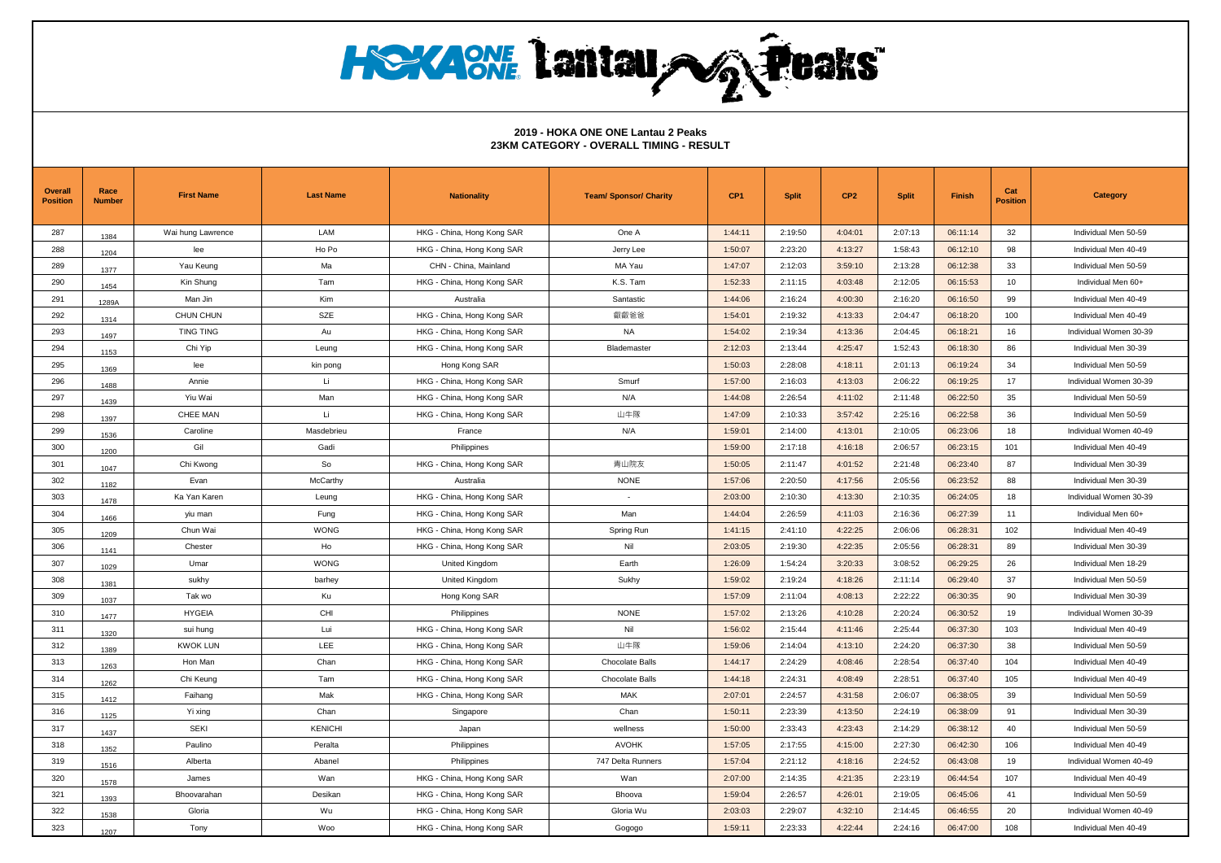## 2019 - HOKA ONE ONE Lantau 2 Peaks
## 23KM CATEGORY - OVERALL TIMING - RESULT

| Overall Position | Race Number | First Name | Last Name | Nationality | Team/ Sponsor/ Charity | CP1 | Split | CP2 | Split | Finish | Cat Position | Category |
|---|---|---|---|---|---|---|---|---|---|---|---|---|
| 287 | 1384 | Wai hung Lawrence | LAM | HKG - China, Hong Kong SAR | One A | 1:44:11 | 2:19:50 | 4:04:01 | 2:07:13 | 06:11:14 | 32 | Individual Men 50-59 |
| 288 | 1204 | lee | Ho Po | HKG - China, Hong Kong SAR | Jerry Lee | 1:50:07 | 2:23:20 | 4:13:27 | 1:58:43 | 06:12:10 | 98 | Individual Men 40-49 |
| 289 | 1377 | Yau Keung | Ma | CHN - China, Mainland | MA Yau | 1:47:07 | 2:12:03 | 3:59:10 | 2:13:28 | 06:12:38 | 33 | Individual Men 50-59 |
| 290 | 1454 | Kin Shung | Tam | HKG - China, Hong Kong SAR | K.S. Tam | 1:52:33 | 2:11:15 | 4:03:48 | 2:12:05 | 06:15:53 | 10 | Individual Men 60+ |
| 291 | 1289A | Man Jin | Kim | Australia | Santastic | 1:44:06 | 2:16:24 | 4:00:30 | 2:16:20 | 06:16:50 | 99 | Individual Men 40-49 |
| 292 | 1314 | CHUN CHUN | SZE | HKG - China, Hong Kong SAR | 叡叡爸爸 | 1:54:01 | 2:19:32 | 4:13:33 | 2:04:47 | 06:18:20 | 100 | Individual Men 40-49 |
| 293 | 1497 | TING TING | Au | HKG - China, Hong Kong SAR | NA | 1:54:02 | 2:19:34 | 4:13:36 | 2:04:45 | 06:18:21 | 16 | Individual Women 30-39 |
| 294 | 1153 | Chi Yip | Leung | HKG - China, Hong Kong SAR | Blademaster | 2:12:03 | 2:13:44 | 4:25:47 | 1:52:43 | 06:18:30 | 86 | Individual Men 30-39 |
| 295 | 1369 | lee | kin pong | Hong Kong SAR | | 1:50:03 | 2:28:08 | 4:18:11 | 2:01:13 | 06:19:24 | 34 | Individual Men 50-59 |
| 296 | 1488 | Annie | Li | HKG - China, Hong Kong SAR | Smurf | 1:57:00 | 2:16:03 | 4:13:03 | 2:06:22 | 06:19:25 | 17 | Individual Women 30-39 |
| 297 | 1439 | Yiu Wai | Man | HKG - China, Hong Kong SAR | N/A | 1:44:08 | 2:26:54 | 4:11:02 | 2:11:48 | 06:22:50 | 35 | Individual Men 50-59 |
| 298 | 1397 | CHEE MAN | Li | HKG - China, Hong Kong SAR | 山牛隊 | 1:47:09 | 2:10:33 | 3:57:42 | 2:25:16 | 06:22:58 | 36 | Individual Men 50-59 |
| 299 | 1536 | Caroline | Masdebrieu | France | N/A | 1:59:01 | 2:14:00 | 4:13:01 | 2:10:05 | 06:23:06 | 18 | Individual Women 40-49 |
| 300 | 1200 | Gil | Gadi | Philippines | | 1:59:00 | 2:17:18 | 4:16:18 | 2:06:57 | 06:23:15 | 101 | Individual Men 40-49 |
| 301 | 1047 | Chi Kwong | So | HKG - China, Hong Kong SAR | 青山院友 | 1:50:05 | 2:11:47 | 4:01:52 | 2:21:48 | 06:23:40 | 87 | Individual Men 30-39 |
| 302 | 1182 | Evan | McCarthy | Australia | NONE | 1:57:06 | 2:20:50 | 4:17:56 | 2:05:56 | 06:23:52 | 88 | Individual Men 30-39 |
| 303 | 1478 | Ka Yan Karen | Leung | HKG - China, Hong Kong SAR | - | 2:03:00 | 2:10:30 | 4:13:30 | 2:10:35 | 06:24:05 | 18 | Individual Women 30-39 |
| 304 | 1466 | yiu man | Fung | HKG - China, Hong Kong SAR | Man | 1:44:04 | 2:26:59 | 4:11:03 | 2:16:36 | 06:27:39 | 11 | Individual Men 60+ |
| 305 | 1209 | Chun Wai | WONG | HKG - China, Hong Kong SAR | Spring Run | 1:41:15 | 2:41:10 | 4:22:25 | 2:06:06 | 06:28:31 | 102 | Individual Men 40-49 |
| 306 | 1141 | Chester | Ho | HKG - China, Hong Kong SAR | Nil | 2:03:05 | 2:19:30 | 4:22:35 | 2:05:56 | 06:28:31 | 89 | Individual Men 30-39 |
| 307 | 1029 | Umar | WONG | United Kingdom | Earth | 1:26:09 | 1:54:24 | 3:20:33 | 3:08:52 | 06:29:25 | 26 | Individual Men 18-29 |
| 308 | 1381 | sukhy | barhey | United Kingdom | Sukhy | 1:59:02 | 2:19:24 | 4:18:26 | 2:11:14 | 06:29:40 | 37 | Individual Men 50-59 |
| 309 | 1037 | Tak wo | Ku | Hong Kong SAR | | 1:57:09 | 2:11:04 | 4:08:13 | 2:22:22 | 06:30:35 | 90 | Individual Men 30-39 |
| 310 | 1477 | HYGEIA | CHI | Philippines | NONE | 1:57:02 | 2:13:26 | 4:10:28 | 2:20:24 | 06:30:52 | 19 | Individual Women 30-39 |
| 311 | 1320 | sui hung | Lui | HKG - China, Hong Kong SAR | Nil | 1:56:02 | 2:15:44 | 4:11:46 | 2:25:44 | 06:37:30 | 103 | Individual Men 40-49 |
| 312 | 1389 | KWOK LUN | LEE | HKG - China, Hong Kong SAR | 山牛隊 | 1:59:06 | 2:14:04 | 4:13:10 | 2:24:20 | 06:37:30 | 38 | Individual Men 50-59 |
| 313 | 1263 | Hon Man | Chan | HKG - China, Hong Kong SAR | Chocolate Balls | 1:44:17 | 2:24:29 | 4:08:46 | 2:28:54 | 06:37:40 | 104 | Individual Men 40-49 |
| 314 | 1262 | Chi Keung | Tam | HKG - China, Hong Kong SAR | Chocolate Balls | 1:44:18 | 2:24:31 | 4:08:49 | 2:28:51 | 06:37:40 | 105 | Individual Men 40-49 |
| 315 | 1412 | Faihang | Mak | HKG - China, Hong Kong SAR | MAK | 2:07:01 | 2:24:57 | 4:31:58 | 2:06:07 | 06:38:05 | 39 | Individual Men 50-59 |
| 316 | 1125 | Yi xing | Chan | Singapore | Chan | 1:50:11 | 2:23:39 | 4:13:50 | 2:24:19 | 06:38:09 | 91 | Individual Men 30-39 |
| 317 | 1437 | SEKI | KENICHI | Japan | wellness | 1:50:00 | 2:33:43 | 4:23:43 | 2:14:29 | 06:38:12 | 40 | Individual Men 50-59 |
| 318 | 1352 | Paulino | Peralta | Philippines | AVOHK | 1:57:05 | 2:17:55 | 4:15:00 | 2:27:30 | 06:42:30 | 106 | Individual Men 40-49 |
| 319 | 1516 | Alberta | Abanel | Philippines | 747 Delta Runners | 1:57:04 | 2:21:12 | 4:18:16 | 2:24:52 | 06:43:08 | 19 | Individual Women 40-49 |
| 320 | 1578 | James | Wan | HKG - China, Hong Kong SAR | Wan | 2:07:00 | 2:14:35 | 4:21:35 | 2:23:19 | 06:44:54 | 107 | Individual Men 40-49 |
| 321 | 1393 | Bhoovarahan | Desikan | HKG - China, Hong Kong SAR | Bhoova | 1:59:04 | 2:26:57 | 4:26:01 | 2:19:05 | 06:45:06 | 41 | Individual Men 50-59 |
| 322 | 1538 | Gloria | Wu | HKG - China, Hong Kong SAR | Gloria Wu | 2:03:03 | 2:29:07 | 4:32:10 | 2:14:45 | 06:46:55 | 20 | Individual Women 40-49 |
| 323 | 1207 | Tony | Woo | HKG - China, Hong Kong SAR | Gogogo | 1:59:11 | 2:23:33 | 4:22:44 | 2:24:16 | 06:47:00 | 108 | Individual Men 40-49 |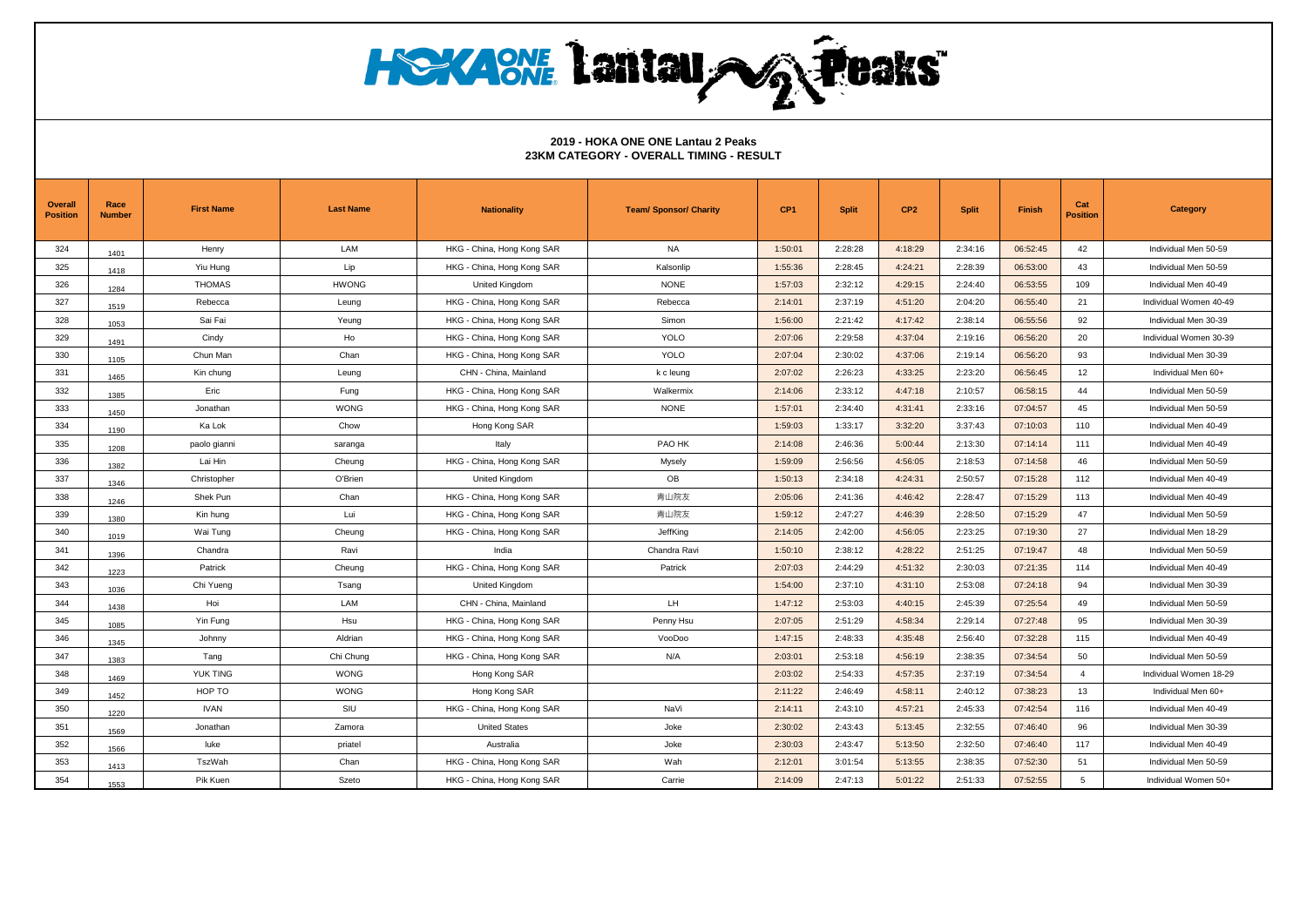# 2019 - HOKA ONE ONE Lantau 2 Peaks
## 23KM CATEGORY - OVERALL TIMING - RESULT

| Overall Position | Race Number | First Name | Last Name | Nationality | Team/ Sponsor/ Charity | CP1 | Split | CP2 | Split | Finish | Cat Position | Category |
|---|---|---|---|---|---|---|---|---|---|---|---|---|
| 324 | 1401 | Henry | LAM | HKG - China, Hong Kong SAR | NA | 1:50:01 | 2:28:28 | 4:18:29 | 2:34:16 | 06:52:45 | 42 | Individual Men 50-59 |
| 325 | 1418 | Yiu Hung | Lip | HKG - China, Hong Kong SAR | Kalsonlip | 1:55:36 | 2:28:45 | 4:24:21 | 2:28:39 | 06:53:00 | 43 | Individual Men 50-59 |
| 326 | 1284 | THOMAS | HWONG | United Kingdom | NONE | 1:57:03 | 2:32:12 | 4:29:15 | 2:24:40 | 06:53:55 | 109 | Individual Men 40-49 |
| 327 | 1519 | Rebecca | Leung | HKG - China, Hong Kong SAR | Rebecca | 2:14:01 | 2:37:19 | 4:51:20 | 2:04:20 | 06:55:40 | 21 | Individual Women 40-49 |
| 328 | 1053 | Sai Fai | Yeung | HKG - China, Hong Kong SAR | Simon | 1:56:00 | 2:21:42 | 4:17:42 | 2:38:14 | 06:55:56 | 92 | Individual Men 30-39 |
| 329 | 1491 | Cindy | Ho | HKG - China, Hong Kong SAR | YOLO | 2:07:06 | 2:29:58 | 4:37:04 | 2:19:16 | 06:56:20 | 20 | Individual Women 30-39 |
| 330 | 1105 | Chun Man | Chan | HKG - China, Hong Kong SAR | YOLO | 2:07:04 | 2:30:02 | 4:37:06 | 2:19:14 | 06:56:20 | 93 | Individual Men 30-39 |
| 331 | 1465 | Kin chung | Leung | CHN - China, Mainland | k c leung | 2:07:02 | 2:26:23 | 4:33:25 | 2:23:20 | 06:56:45 | 12 | Individual Men 60+ |
| 332 | 1385 | Eric | Fung | HKG - China, Hong Kong SAR | Walkermix | 2:14:06 | 2:33:12 | 4:47:18 | 2:10:57 | 06:58:15 | 44 | Individual Men 50-59 |
| 333 | 1450 | Jonathan | WONG | HKG - China, Hong Kong SAR | NONE | 1:57:01 | 2:34:40 | 4:31:41 | 2:33:16 | 07:04:57 | 45 | Individual Men 50-59 |
| 334 | 1190 | Ka Lok | Chow | Hong Kong SAR | | 1:59:03 | 1:33:17 | 3:32:20 | 3:37:43 | 07:10:03 | 110 | Individual Men 40-49 |
| 335 | 1208 | paolo gianni | saranga | Italy | PAO HK | 2:14:08 | 2:46:36 | 5:00:44 | 2:13:30 | 07:14:14 | 111 | Individual Men 40-49 |
| 336 | 1382 | Lai Hin | Cheung | HKG - China, Hong Kong SAR | Mysely | 1:59:09 | 2:56:56 | 4:56:05 | 2:18:53 | 07:14:58 | 46 | Individual Men 50-59 |
| 337 | 1346 | Christopher | O'Brien | United Kingdom | OB | 1:50:13 | 2:34:18 | 4:24:31 | 2:50:57 | 07:15:28 | 112 | Individual Men 40-49 |
| 338 | 1246 | Shek Pun | Chan | HKG - China, Hong Kong SAR | 青山院友 | 2:05:06 | 2:41:36 | 4:46:42 | 2:28:47 | 07:15:29 | 113 | Individual Men 40-49 |
| 339 | 1380 | Kin hung | Lui | HKG - China, Hong Kong SAR | 青山院友 | 1:59:12 | 2:47:27 | 4:46:39 | 2:28:50 | 07:15:29 | 47 | Individual Men 50-59 |
| 340 | 1019 | Wai Tung | Cheung | HKG - China, Hong Kong SAR | JeffKing | 2:14:05 | 2:42:00 | 4:56:05 | 2:23:25 | 07:19:30 | 27 | Individual Men 18-29 |
| 341 | 1396 | Chandra | Ravi | India | Chandra Ravi | 1:50:10 | 2:38:12 | 4:28:22 | 2:51:25 | 07:19:47 | 48 | Individual Men 50-59 |
| 342 | 1223 | Patrick | Cheung | HKG - China, Hong Kong SAR | Patrick | 2:07:03 | 2:44:29 | 4:51:32 | 2:30:03 | 07:21:35 | 114 | Individual Men 40-49 |
| 343 | 1036 | Chi Yueng | Tsang | United Kingdom | | 1:54:00 | 2:37:10 | 4:31:10 | 2:53:08 | 07:24:18 | 94 | Individual Men 30-39 |
| 344 | 1438 | Hoi | LAM | CHN - China, Mainland | LH | 1:47:12 | 2:53:03 | 4:40:15 | 2:45:39 | 07:25:54 | 49 | Individual Men 50-59 |
| 345 | 1085 | Yin Fung | Hsu | HKG - China, Hong Kong SAR | Penny Hsu | 2:07:05 | 2:51:29 | 4:58:34 | 2:29:14 | 07:27:48 | 95 | Individual Men 30-39 |
| 346 | 1345 | Johnny | Aldrian | HKG - China, Hong Kong SAR | VooDoo | 1:47:15 | 2:48:33 | 4:35:48 | 2:56:40 | 07:32:28 | 115 | Individual Men 40-49 |
| 347 | 1383 | Tang | Chi Chung | HKG - China, Hong Kong SAR | N/A | 2:03:01 | 2:53:18 | 4:56:19 | 2:38:35 | 07:34:54 | 50 | Individual Men 50-59 |
| 348 | 1469 | YUK TING | WONG | Hong Kong SAR | | 2:03:02 | 2:54:33 | 4:57:35 | 2:37:19 | 07:34:54 | 4 | Individual Women 18-29 |
| 349 | 1452 | HOP TO | WONG | Hong Kong SAR | | 2:11:22 | 2:46:49 | 4:58:11 | 2:40:12 | 07:38:23 | 13 | Individual Men 60+ |
| 350 | 1220 | IVAN | SIU | HKG - China, Hong Kong SAR | NaVi | 2:14:11 | 2:43:10 | 4:57:21 | 2:45:33 | 07:42:54 | 116 | Individual Men 40-49 |
| 351 | 1569 | Jonathan | Zamora | United States | Joke | 2:30:02 | 2:43:43 | 5:13:45 | 2:32:55 | 07:46:40 | 96 | Individual Men 30-39 |
| 352 | 1566 | luke | priatel | Australia | Joke | 2:30:03 | 2:43:47 | 5:13:50 | 2:32:50 | 07:46:40 | 117 | Individual Men 40-49 |
| 353 | 1413 | TszWah | Chan | HKG - China, Hong Kong SAR | Wah | 2:12:01 | 3:01:54 | 5:13:55 | 2:38:35 | 07:52:30 | 51 | Individual Men 50-59 |
| 354 | 1553 | Pik Kuen | Szeto | HKG - China, Hong Kong SAR | Carrie | 2:14:09 | 2:47:13 | 5:01:22 | 2:51:33 | 07:52:55 | 5 | Individual Women 50+ |